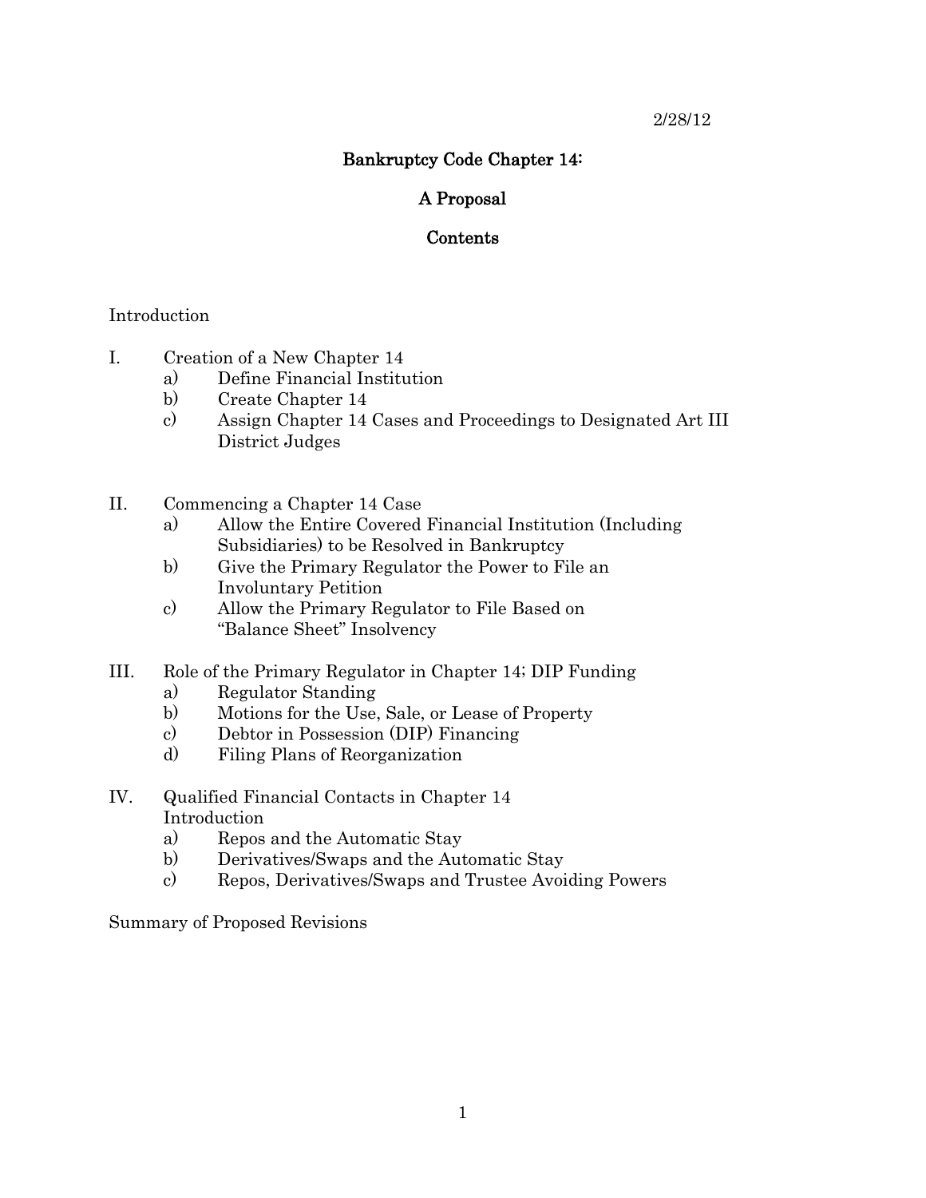2/28/12

# Bankruptcy Code Chapter 14:

# A Proposal

## Contents

Introduction

I. Creation of a New Chapter 14
   a) Define Financial Institution
   b) Create Chapter 14
   c) Assign Chapter 14 Cases and Proceedings to Designated Art III District Judges

II. Commencing a Chapter 14 Case
   a) Allow the Entire Covered Financial Institution (Including Subsidiaries) to be Resolved in Bankruptcy
   b) Give the Primary Regulator the Power to File an Involuntary Petition
   c) Allow the Primary Regulator to File Based on "Balance Sheet" Insolvency

III. Role of the Primary Regulator in Chapter 14; DIP Funding
   a) Regulator Standing
   b) Motions for the Use, Sale, or Lease of Property
   c) Debtor in Possession (DIP) Financing
   d) Filing Plans of Reorganization

IV. Qualified Financial Contacts in Chapter 14
   Introduction
   a) Repos and the Automatic Stay
   b) Derivatives/Swaps and the Automatic Stay
   c) Repos, Derivatives/Swaps and Trustee Avoiding Powers

Summary of Proposed Revisions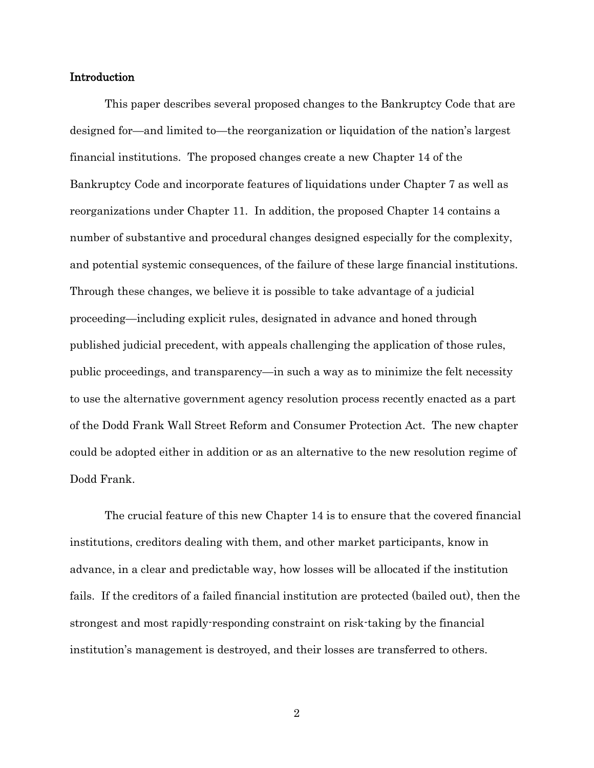## Introduction

This paper describes several proposed changes to the Bankruptcy Code that are designed for—and limited to—the reorganization or liquidation of the nation's largest financial institutions. The proposed changes create a new Chapter 14 of the Bankruptcy Code and incorporate features of liquidations under Chapter 7 as well as reorganizations under Chapter 11. In addition, the proposed Chapter 14 contains a number of substantive and procedural changes designed especially for the complexity, and potential systemic consequences, of the failure of these large financial institutions. Through these changes, we believe it is possible to take advantage of a judicial proceeding—including explicit rules, designated in advance and honed through published judicial precedent, with appeals challenging the application of those rules, public proceedings, and transparency—in such a way as to minimize the felt necessity to use the alternative government agency resolution process recently enacted as a part of the Dodd Frank Wall Street Reform and Consumer Protection Act. The new chapter could be adopted either in addition or as an alternative to the new resolution regime of Dodd Frank.

The crucial feature of this new Chapter 14 is to ensure that the covered financial institutions, creditors dealing with them, and other market participants, know in advance, in a clear and predictable way, how losses will be allocated if the institution fails. If the creditors of a failed financial institution are protected (bailed out), then the strongest and most rapidly-responding constraint on risk-taking by the financial institution's management is destroyed, and their losses are transferred to others.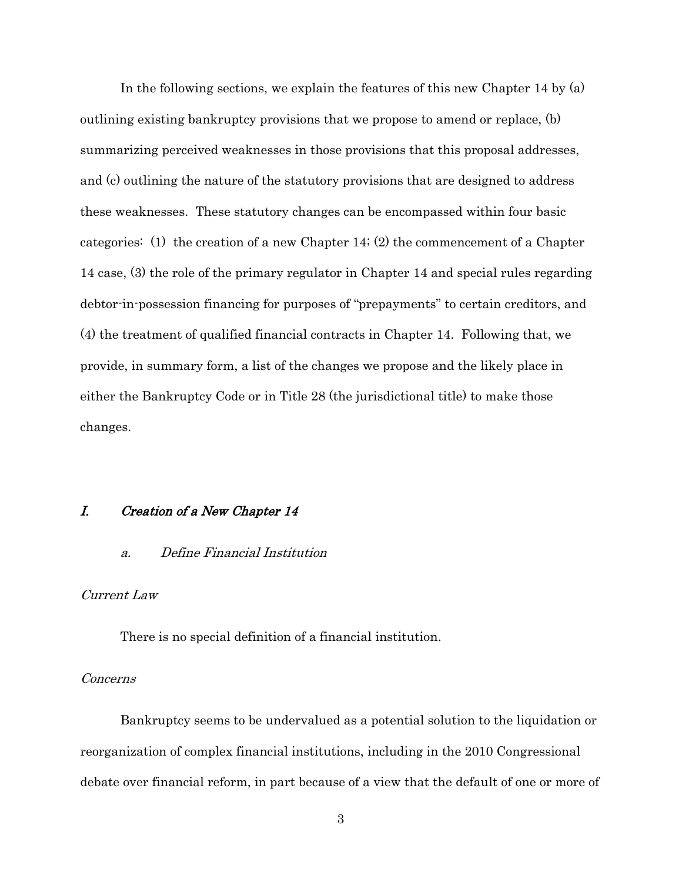In the following sections, we explain the features of this new Chapter 14 by (a) outlining existing bankruptcy provisions that we propose to amend or replace, (b) summarizing perceived weaknesses in those provisions that this proposal addresses, and (c) outlining the nature of the statutory provisions that are designed to address these weaknesses. These statutory changes can be encompassed within four basic categories: (1) the creation of a new Chapter 14; (2) the commencement of a Chapter 14 case, (3) the role of the primary regulator in Chapter 14 and special rules regarding debtor-in-possession financing for purposes of "prepayments" to certain creditors, and (4) the treatment of qualified financial contracts in Chapter 14. Following that, we provide, in summary form, a list of the changes we propose and the likely place in either the Bankruptcy Code or in Title 28 (the jurisdictional title) to make those changes.

## *I. Creation of a New Chapter 14*

### *a. Define Financial Institution*

*Current Law*

There is no special definition of a financial institution.

*Concerns*

Bankruptcy seems to be undervalued as a potential solution to the liquidation or reorganization of complex financial institutions, including in the 2010 Congressional debate over financial reform, in part because of a view that the default of one or more of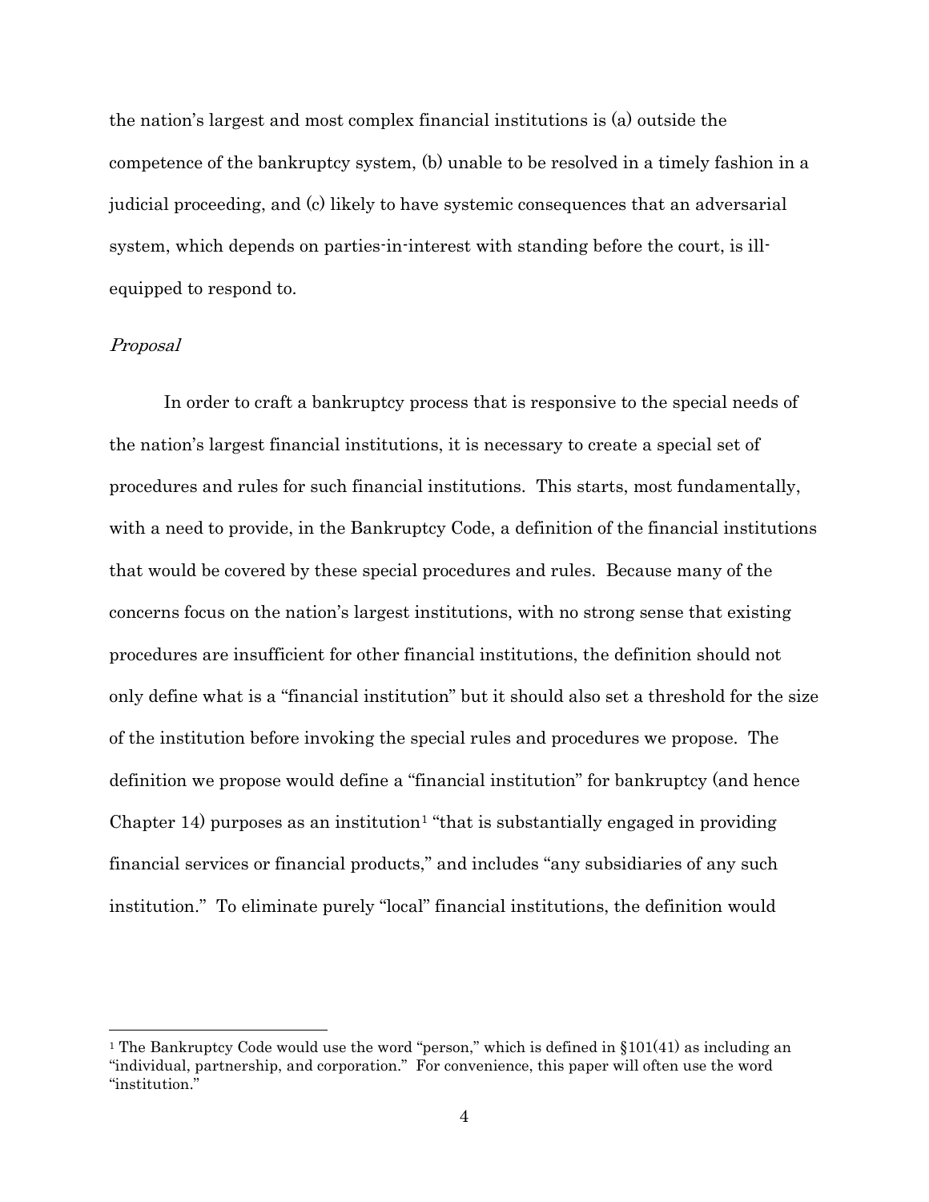the nation's largest and most complex financial institutions is (a) outside the competence of the bankruptcy system, (b) unable to be resolved in a timely fashion in a judicial proceeding, and (c) likely to have systemic consequences that an adversarial system, which depends on parties-in-interest with standing before the court, is ill-equipped to respond to.

*Proposal*

In order to craft a bankruptcy process that is responsive to the special needs of the nation's largest financial institutions, it is necessary to create a special set of procedures and rules for such financial institutions. This starts, most fundamentally, with a need to provide, in the Bankruptcy Code, a definition of the financial institutions that would be covered by these special procedures and rules. Because many of the concerns focus on the nation's largest institutions, with no strong sense that existing procedures are insufficient for other financial institutions, the definition should not only define what is a "financial institution" but it should also set a threshold for the size of the institution before invoking the special rules and procedures we propose. The definition we propose would define a "financial institution" for bankruptcy (and hence Chapter 14) purposes as an institution[1] "that is substantially engaged in providing financial services or financial products," and includes "any subsidiaries of any such institution." To eliminate purely "local" financial institutions, the definition would

[1] The Bankruptcy Code would use the word "person," which is defined in §101(41) as including an "individual, partnership, and corporation." For convenience, this paper will often use the word "institution."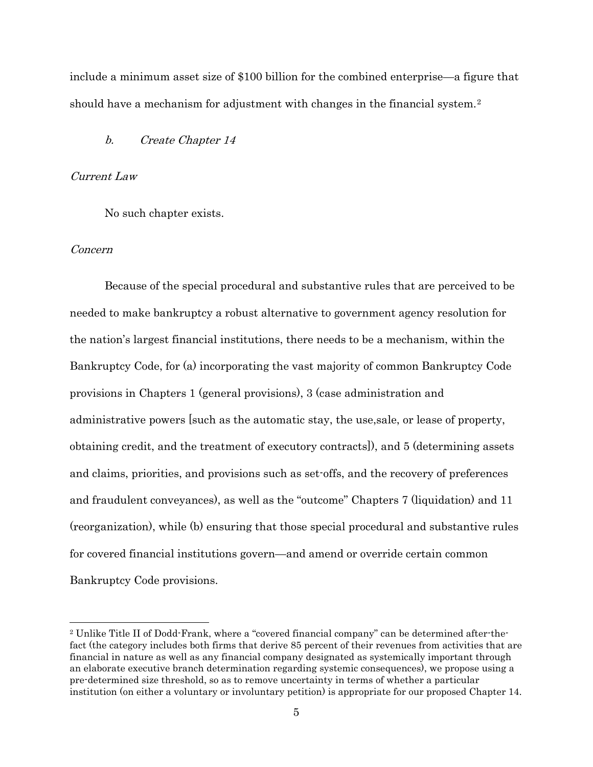include a minimum asset size of $100 billion for the combined enterprise—a figure that should have a mechanism for adjustment with changes in the financial system.[2]

*b. Create Chapter 14*

*Current Law*

No such chapter exists.

*Concern*

Because of the special procedural and substantive rules that are perceived to be needed to make bankruptcy a robust alternative to government agency resolution for the nation's largest financial institutions, there needs to be a mechanism, within the Bankruptcy Code, for (a) incorporating the vast majority of common Bankruptcy Code provisions in Chapters 1 (general provisions), 3 (case administration and administrative powers [such as the automatic stay, the use,sale, or lease of property, obtaining credit, and the treatment of executory contracts]), and 5 (determining assets and claims, priorities, and provisions such as set-offs, and the recovery of preferences and fraudulent conveyances), as well as the "outcome" Chapters 7 (liquidation) and 11 (reorganization), while (b) ensuring that those special procedural and substantive rules for covered financial institutions govern—and amend or override certain common Bankruptcy Code provisions.

---

[2] Unlike Title II of Dodd-Frank, where a "covered financial company" can be determined after-the-fact (the category includes both firms that derive 85 percent of their revenues from activities that are financial in nature as well as any financial company designated as systemically important through an elaborate executive branch determination regarding systemic consequences), we propose using a pre-determined size threshold, so as to remove uncertainty in terms of whether a particular institution (on either a voluntary or involuntary petition) is appropriate for our proposed Chapter 14.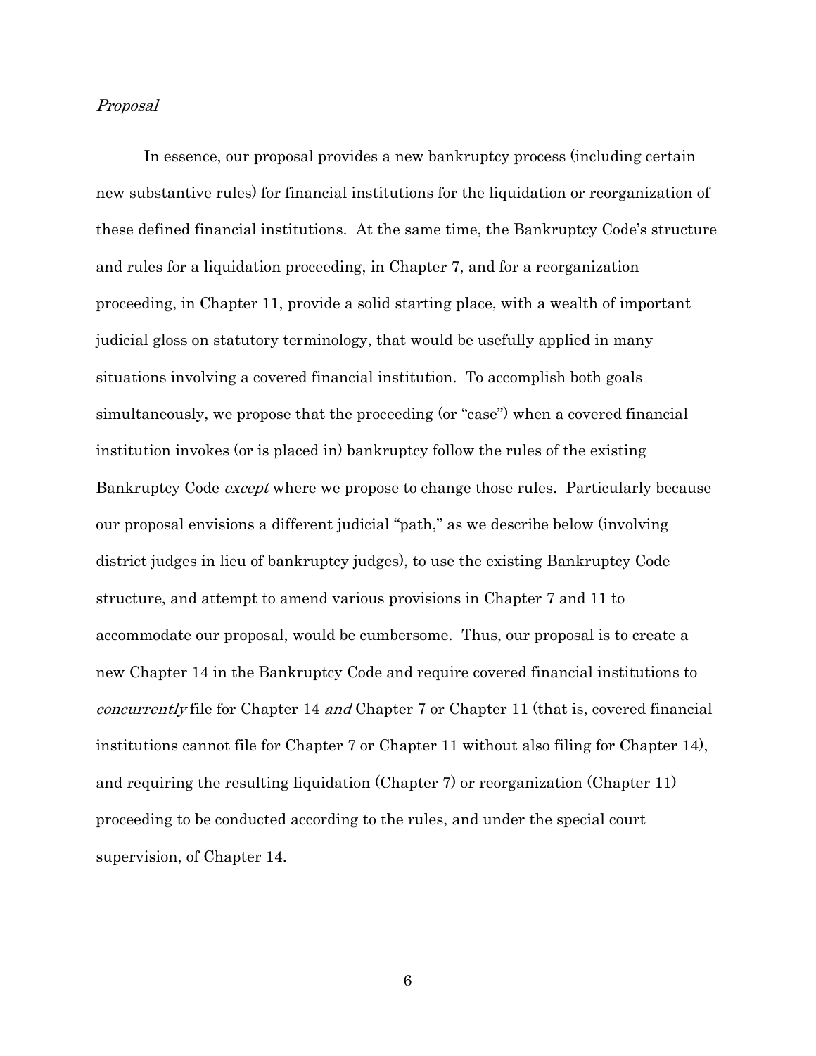*Proposal*

In essence, our proposal provides a new bankruptcy process (including certain new substantive rules) for financial institutions for the liquidation or reorganization of these defined financial institutions. At the same time, the Bankruptcy Code's structure and rules for a liquidation proceeding, in Chapter 7, and for a reorganization proceeding, in Chapter 11, provide a solid starting place, with a wealth of important judicial gloss on statutory terminology, that would be usefully applied in many situations involving a covered financial institution. To accomplish both goals simultaneously, we propose that the proceeding (or "case") when a covered financial institution invokes (or is placed in) bankruptcy follow the rules of the existing Bankruptcy Code *except* where we propose to change those rules. Particularly because our proposal envisions a different judicial "path," as we describe below (involving district judges in lieu of bankruptcy judges), to use the existing Bankruptcy Code structure, and attempt to amend various provisions in Chapter 7 and 11 to accommodate our proposal, would be cumbersome. Thus, our proposal is to create a new Chapter 14 in the Bankruptcy Code and require covered financial institutions to *concurrently* file for Chapter 14 *and* Chapter 7 or Chapter 11 (that is, covered financial institutions cannot file for Chapter 7 or Chapter 11 without also filing for Chapter 14), and requiring the resulting liquidation (Chapter 7) or reorganization (Chapter 11) proceeding to be conducted according to the rules, and under the special court supervision, of Chapter 14.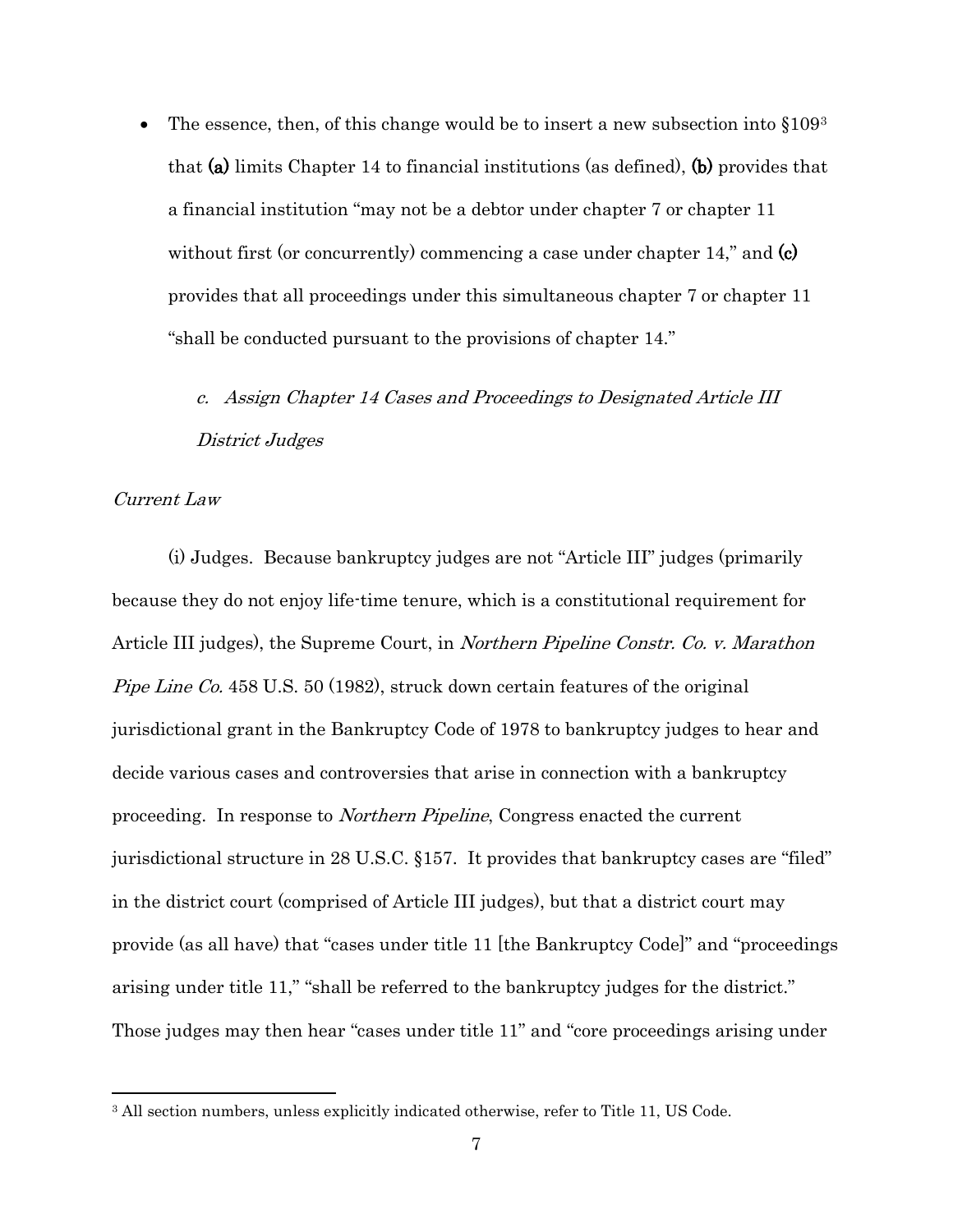- The essence, then, of this change would be to insert a new subsection into §109[3] that **(a)** limits Chapter 14 to financial institutions (as defined), **(b)** provides that a financial institution "may not be a debtor under chapter 7 or chapter 11 without first (or concurrently) commencing a case under chapter 14," and **(c)** provides that all proceedings under this simultaneous chapter 7 or chapter 11 "shall be conducted pursuant to the provisions of chapter 14."

### *c. Assign Chapter 14 Cases and Proceedings to Designated Article III District Judges*

*Current Law*

(i) Judges. Because bankruptcy judges are not "Article III" judges (primarily because they do not enjoy life-time tenure, which is a constitutional requirement for Article III judges), the Supreme Court, in *Northern Pipeline Constr. Co. v. Marathon Pipe Line Co.* 458 U.S. 50 (1982), struck down certain features of the original jurisdictional grant in the Bankruptcy Code of 1978 to bankruptcy judges to hear and decide various cases and controversies that arise in connection with a bankruptcy proceeding. In response to *Northern Pipeline*, Congress enacted the current jurisdictional structure in 28 U.S.C. §157. It provides that bankruptcy cases are "filed" in the district court (comprised of Article III judges), but that a district court may provide (as all have) that "cases under title 11 [the Bankruptcy Code]" and "proceedings arising under title 11," "shall be referred to the bankruptcy judges for the district." Those judges may then hear "cases under title 11" and "core proceedings arising under

[3] All section numbers, unless explicitly indicated otherwise, refer to Title 11, US Code.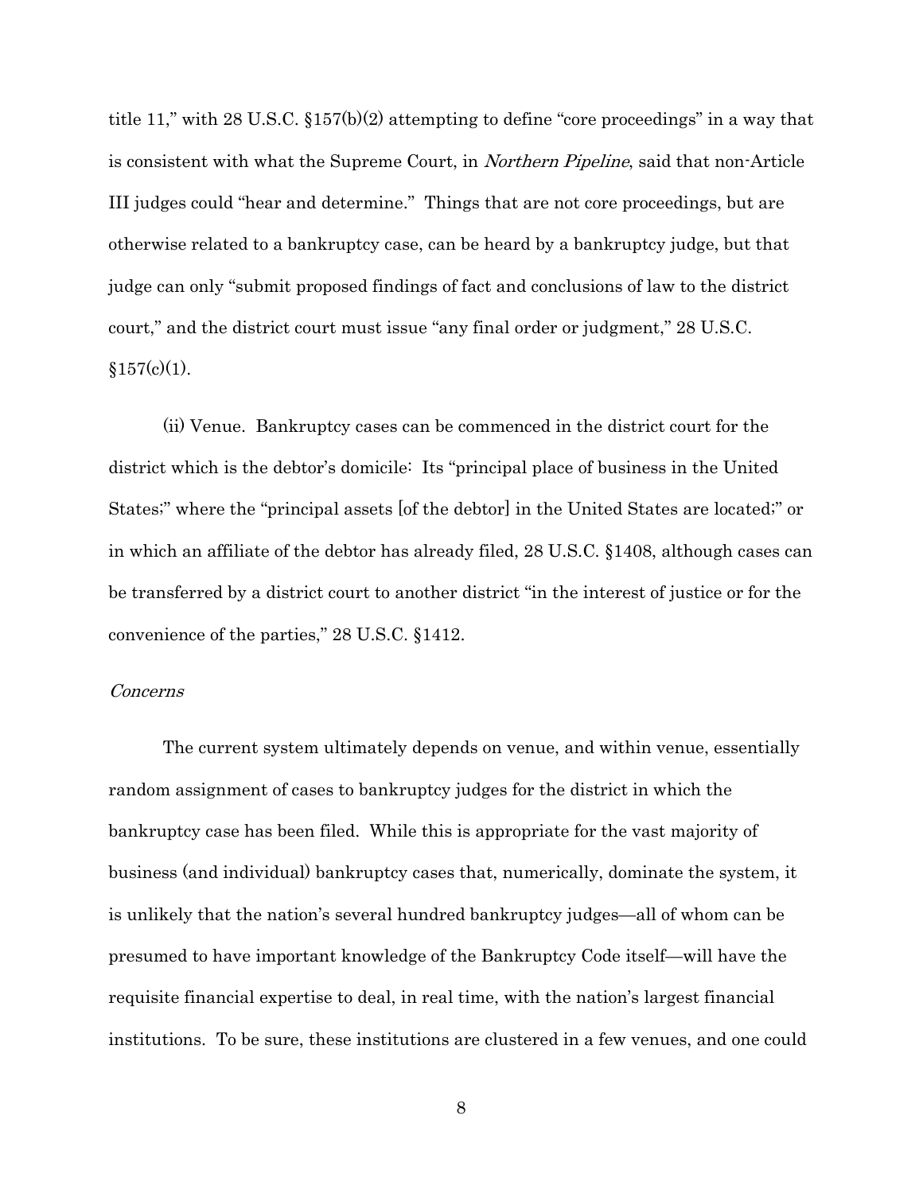title 11," with 28 U.S.C. §157(b)(2) attempting to define "core proceedings" in a way that is consistent with what the Supreme Court, in *Northern Pipeline*, said that non-Article III judges could "hear and determine." Things that are not core proceedings, but are otherwise related to a bankruptcy case, can be heard by a bankruptcy judge, but that judge can only "submit proposed findings of fact and conclusions of law to the district court," and the district court must issue "any final order or judgment," 28 U.S.C. §157(c)(1).

(ii) Venue. Bankruptcy cases can be commenced in the district court for the district which is the debtor's domicile: Its "principal place of business in the United States;" where the "principal assets [of the debtor] in the United States are located;" or in which an affiliate of the debtor has already filed, 28 U.S.C. §1408, although cases can be transferred by a district court to another district "in the interest of justice or for the convenience of the parties," 28 U.S.C. §1412.

*Concerns*

The current system ultimately depends on venue, and within venue, essentially random assignment of cases to bankruptcy judges for the district in which the bankruptcy case has been filed. While this is appropriate for the vast majority of business (and individual) bankruptcy cases that, numerically, dominate the system, it is unlikely that the nation's several hundred bankruptcy judges—all of whom can be presumed to have important knowledge of the Bankruptcy Code itself—will have the requisite financial expertise to deal, in real time, with the nation's largest financial institutions. To be sure, these institutions are clustered in a few venues, and one could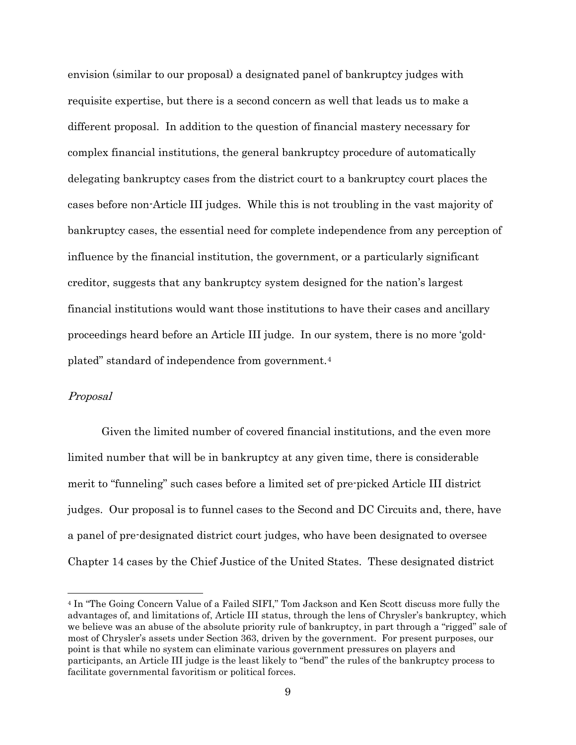envision (similar to our proposal) a designated panel of bankruptcy judges with requisite expertise, but there is a second concern as well that leads us to make a different proposal. In addition to the question of financial mastery necessary for complex financial institutions, the general bankruptcy procedure of automatically delegating bankruptcy cases from the district court to a bankruptcy court places the cases before non-Article III judges. While this is not troubling in the vast majority of bankruptcy cases, the essential need for complete independence from any perception of influence by the financial institution, the government, or a particularly significant creditor, suggests that any bankruptcy system designed for the nation's largest financial institutions would want those institutions to have their cases and ancillary proceedings heard before an Article III judge. In our system, there is no more 'gold-plated" standard of independence from government.[4]

*Proposal*

Given the limited number of covered financial institutions, and the even more limited number that will be in bankruptcy at any given time, there is considerable merit to "funneling" such cases before a limited set of pre-picked Article III district judges. Our proposal is to funnel cases to the Second and DC Circuits and, there, have a panel of pre-designated district court judges, who have been designated to oversee Chapter 14 cases by the Chief Justice of the United States. These designated district

---

[4] In "The Going Concern Value of a Failed SIFI," Tom Jackson and Ken Scott discuss more fully the advantages of, and limitations of, Article III status, through the lens of Chrysler's bankruptcy, which we believe was an abuse of the absolute priority rule of bankruptcy, in part through a "rigged" sale of most of Chrysler's assets under Section 363, driven by the government. For present purposes, our point is that while no system can eliminate various government pressures on players and participants, an Article III judge is the least likely to "bend" the rules of the bankruptcy process to facilitate governmental favoritism or political forces.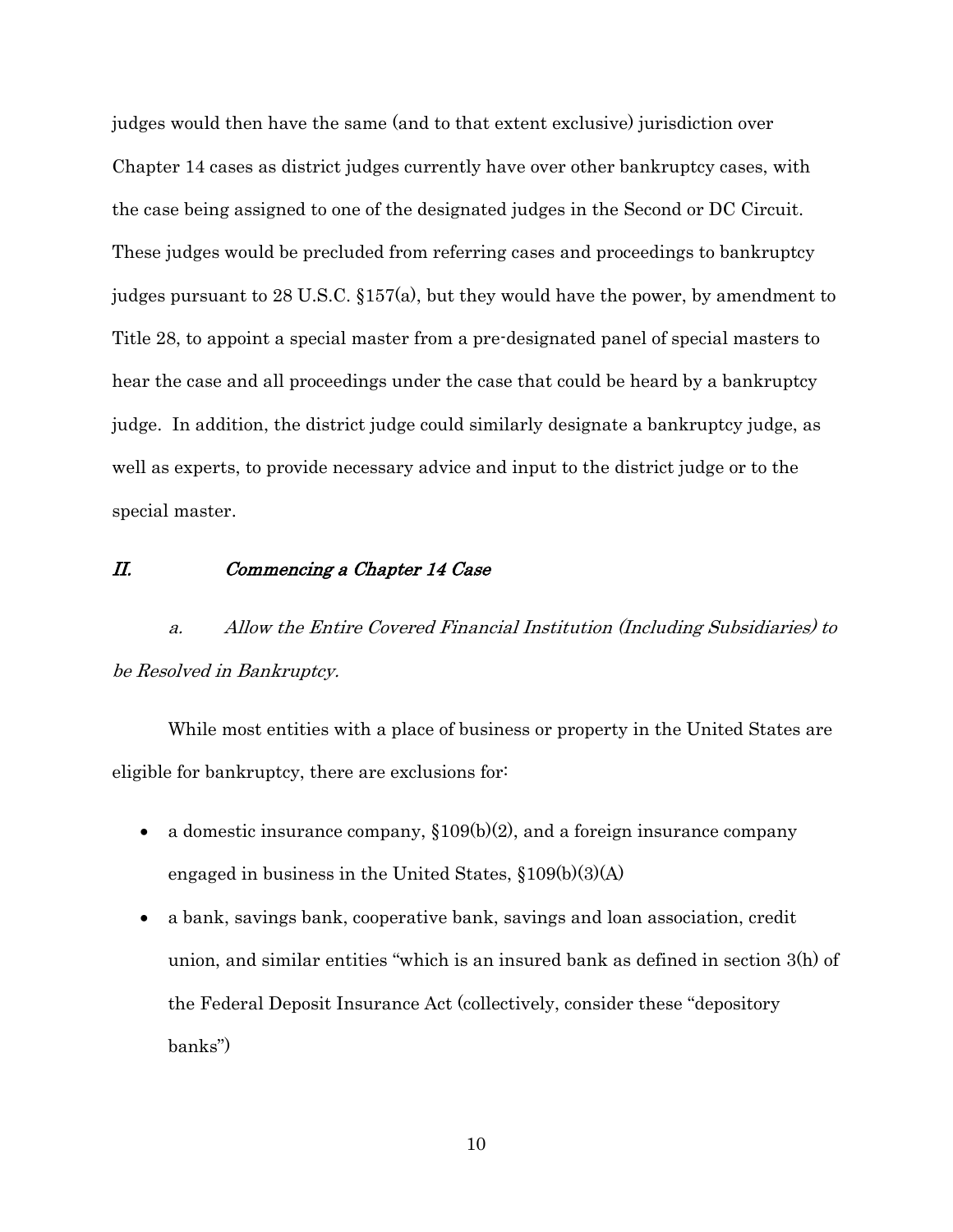judges would then have the same (and to that extent exclusive) jurisdiction over Chapter 14 cases as district judges currently have over other bankruptcy cases, with the case being assigned to one of the designated judges in the Second or DC Circuit. These judges would be precluded from referring cases and proceedings to bankruptcy judges pursuant to 28 U.S.C. §157(a), but they would have the power, by amendment to Title 28, to appoint a special master from a pre-designated panel of special masters to hear the case and all proceedings under the case that could be heard by a bankruptcy judge. In addition, the district judge could similarly designate a bankruptcy judge, as well as experts, to provide necessary advice and input to the district judge or to the special master.

## *II. Commencing a Chapter 14 Case*

### *a. Allow the Entire Covered Financial Institution (Including Subsidiaries) to be Resolved in Bankruptcy.*

While most entities with a place of business or property in the United States are eligible for bankruptcy, there are exclusions for:

- a domestic insurance company, §109(b)(2), and a foreign insurance company engaged in business in the United States, §109(b)(3)(A)
- a bank, savings bank, cooperative bank, savings and loan association, credit union, and similar entities "which is an insured bank as defined in section 3(h) of the Federal Deposit Insurance Act (collectively, consider these "depository banks")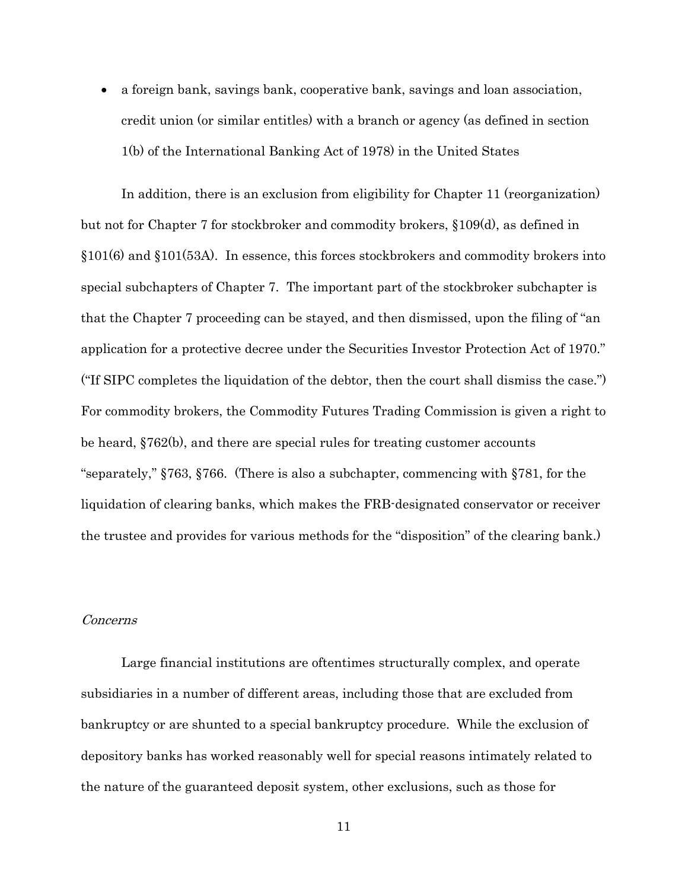- a foreign bank, savings bank, cooperative bank, savings and loan association, credit union (or similar entitles) with a branch or agency (as defined in section 1(b) of the International Banking Act of 1978) in the United States

In addition, there is an exclusion from eligibility for Chapter 11 (reorganization) but not for Chapter 7 for stockbroker and commodity brokers, §109(d), as defined in §101(6) and §101(53A). In essence, this forces stockbrokers and commodity brokers into special subchapters of Chapter 7. The important part of the stockbroker subchapter is that the Chapter 7 proceeding can be stayed, and then dismissed, upon the filing of "an application for a protective decree under the Securities Investor Protection Act of 1970." ("If SIPC completes the liquidation of the debtor, then the court shall dismiss the case.") For commodity brokers, the Commodity Futures Trading Commission is given a right to be heard, §762(b), and there are special rules for treating customer accounts "separately," §763, §766. (There is also a subchapter, commencing with §781, for the liquidation of clearing banks, which makes the FRB-designated conservator or receiver the trustee and provides for various methods for the "disposition" of the clearing bank.)

*Concerns*

Large financial institutions are oftentimes structurally complex, and operate subsidiaries in a number of different areas, including those that are excluded from bankruptcy or are shunted to a special bankruptcy procedure. While the exclusion of depository banks has worked reasonably well for special reasons intimately related to the nature of the guaranteed deposit system, other exclusions, such as those for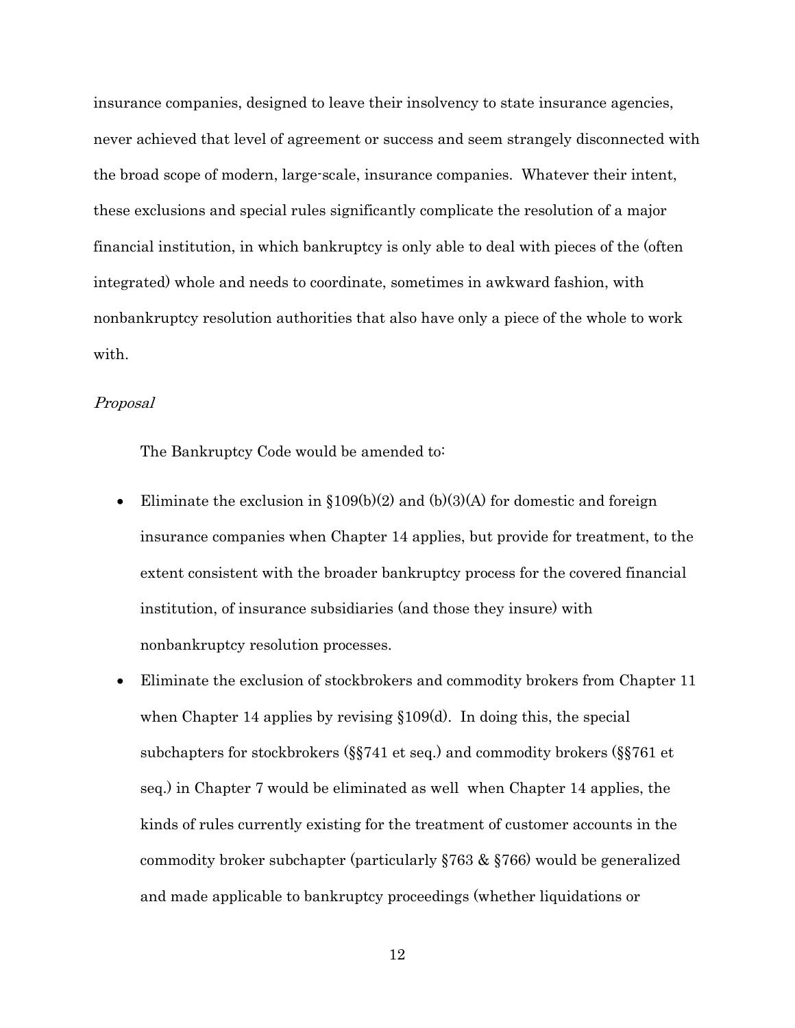insurance companies, designed to leave their insolvency to state insurance agencies, never achieved that level of agreement or success and seem strangely disconnected with the broad scope of modern, large-scale, insurance companies. Whatever their intent, these exclusions and special rules significantly complicate the resolution of a major financial institution, in which bankruptcy is only able to deal with pieces of the (often integrated) whole and needs to coordinate, sometimes in awkward fashion, with nonbankruptcy resolution authorities that also have only a piece of the whole to work with.

*Proposal*

The Bankruptcy Code would be amended to:

- Eliminate the exclusion in §109(b)(2) and (b)(3)(A) for domestic and foreign insurance companies when Chapter 14 applies, but provide for treatment, to the extent consistent with the broader bankruptcy process for the covered financial institution, of insurance subsidiaries (and those they insure) with nonbankruptcy resolution processes.
- Eliminate the exclusion of stockbrokers and commodity brokers from Chapter 11 when Chapter 14 applies by revising §109(d). In doing this, the special subchapters for stockbrokers (§§741 et seq.) and commodity brokers (§§761 et seq.) in Chapter 7 would be eliminated as well when Chapter 14 applies, the kinds of rules currently existing for the treatment of customer accounts in the commodity broker subchapter (particularly §763 & §766) would be generalized and made applicable to bankruptcy proceedings (whether liquidations or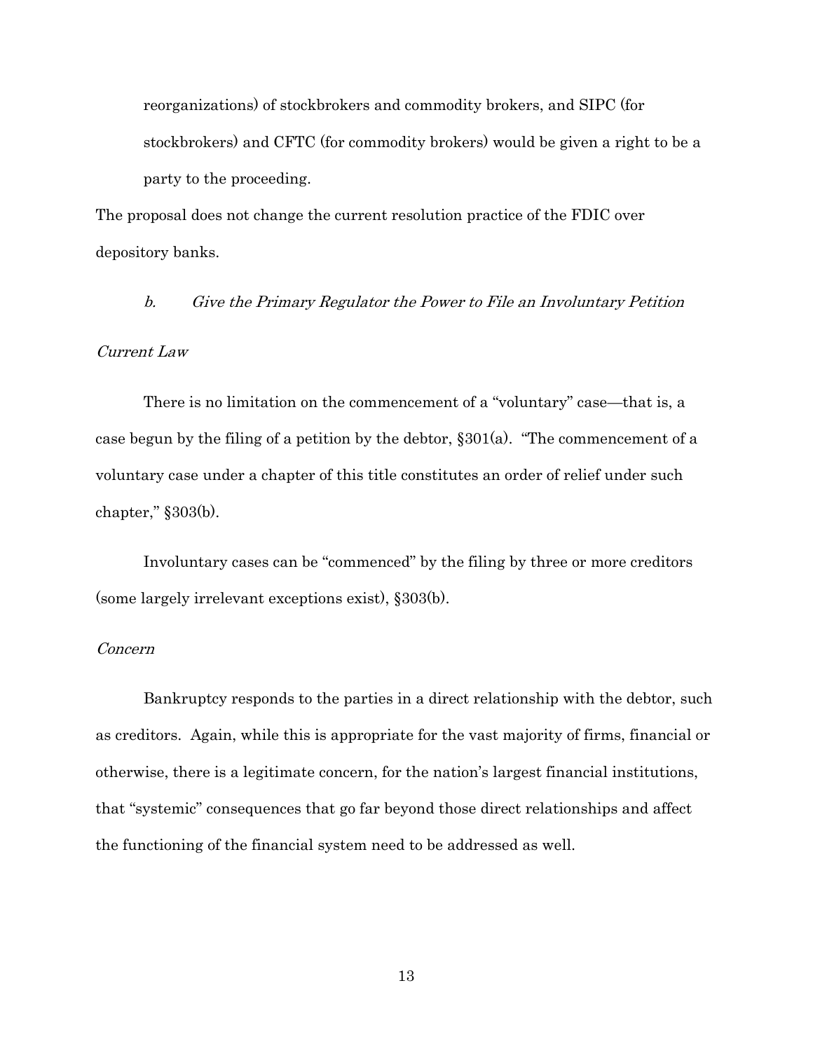reorganizations) of stockbrokers and commodity brokers, and SIPC (for stockbrokers) and CFTC (for commodity brokers) would be given a right to be a party to the proceeding.

The proposal does not change the current resolution practice of the FDIC over depository banks.

### *b. Give the Primary Regulator the Power to File an Involuntary Petition*

*Current Law*

There is no limitation on the commencement of a "voluntary" case—that is, a case begun by the filing of a petition by the debtor, §301(a). "The commencement of a voluntary case under a chapter of this title constitutes an order of relief under such chapter," §303(b).

Involuntary cases can be "commenced" by the filing by three or more creditors (some largely irrelevant exceptions exist), §303(b).

*Concern*

Bankruptcy responds to the parties in a direct relationship with the debtor, such as creditors. Again, while this is appropriate for the vast majority of firms, financial or otherwise, there is a legitimate concern, for the nation's largest financial institutions, that "systemic" consequences that go far beyond those direct relationships and affect the functioning of the financial system need to be addressed as well.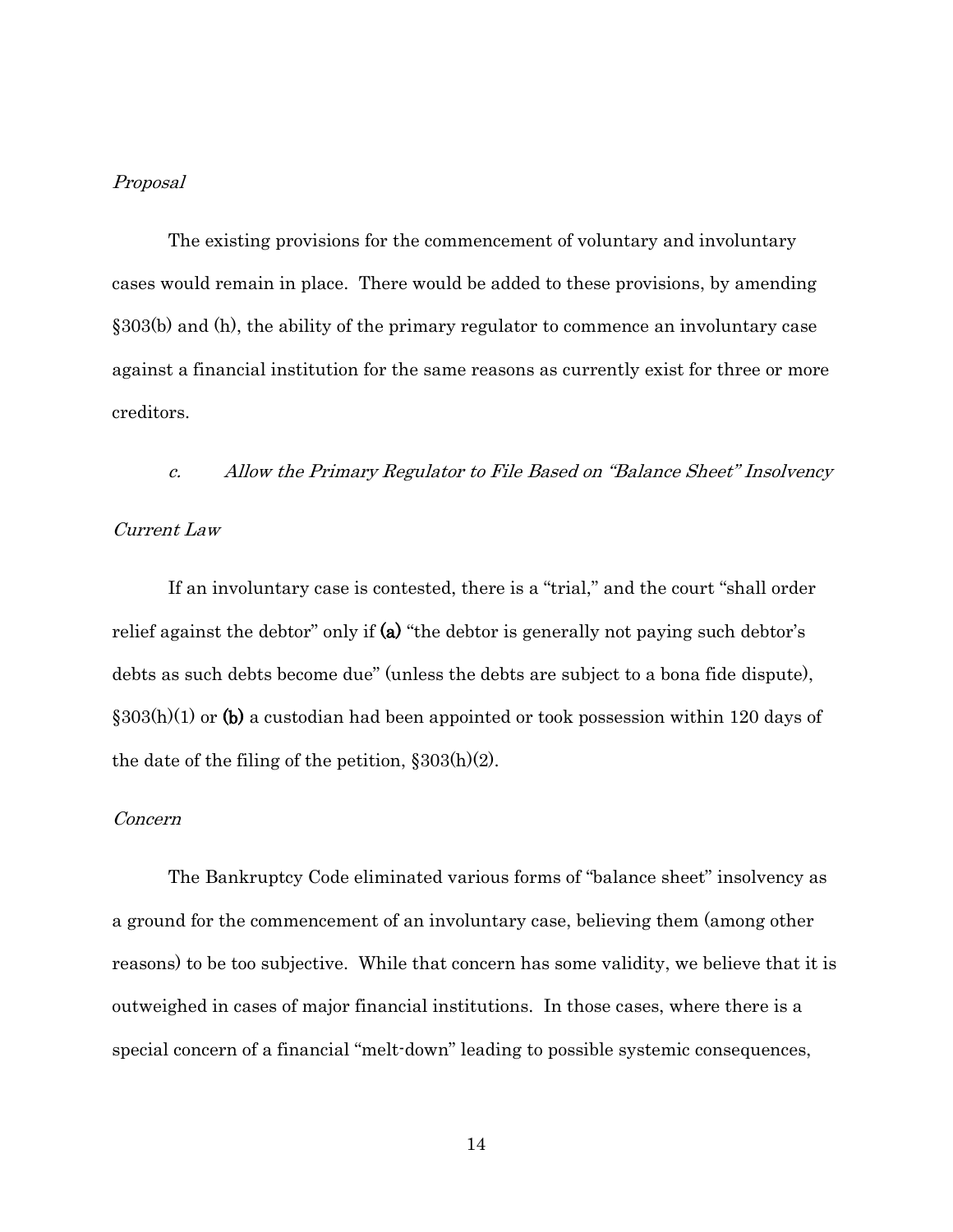*Proposal*

The existing provisions for the commencement of voluntary and involuntary cases would remain in place. There would be added to these provisions, by amending §303(b) and (h), the ability of the primary regulator to commence an involuntary case against a financial institution for the same reasons as currently exist for three or more creditors.

*c. Allow the Primary Regulator to File Based on "Balance Sheet" Insolvency*

*Current Law*

If an involuntary case is contested, there is a "trial," and the court "shall order relief against the debtor" only if **(a)** "the debtor is generally not paying such debtor's debts as such debts become due" (unless the debts are subject to a bona fide dispute), §303(h)(1) or **(b)** a custodian had been appointed or took possession within 120 days of the date of the filing of the petition, §303(h)(2).

*Concern*

The Bankruptcy Code eliminated various forms of "balance sheet" insolvency as a ground for the commencement of an involuntary case, believing them (among other reasons) to be too subjective. While that concern has some validity, we believe that it is outweighed in cases of major financial institutions. In those cases, where there is a special concern of a financial "melt-down" leading to possible systemic consequences,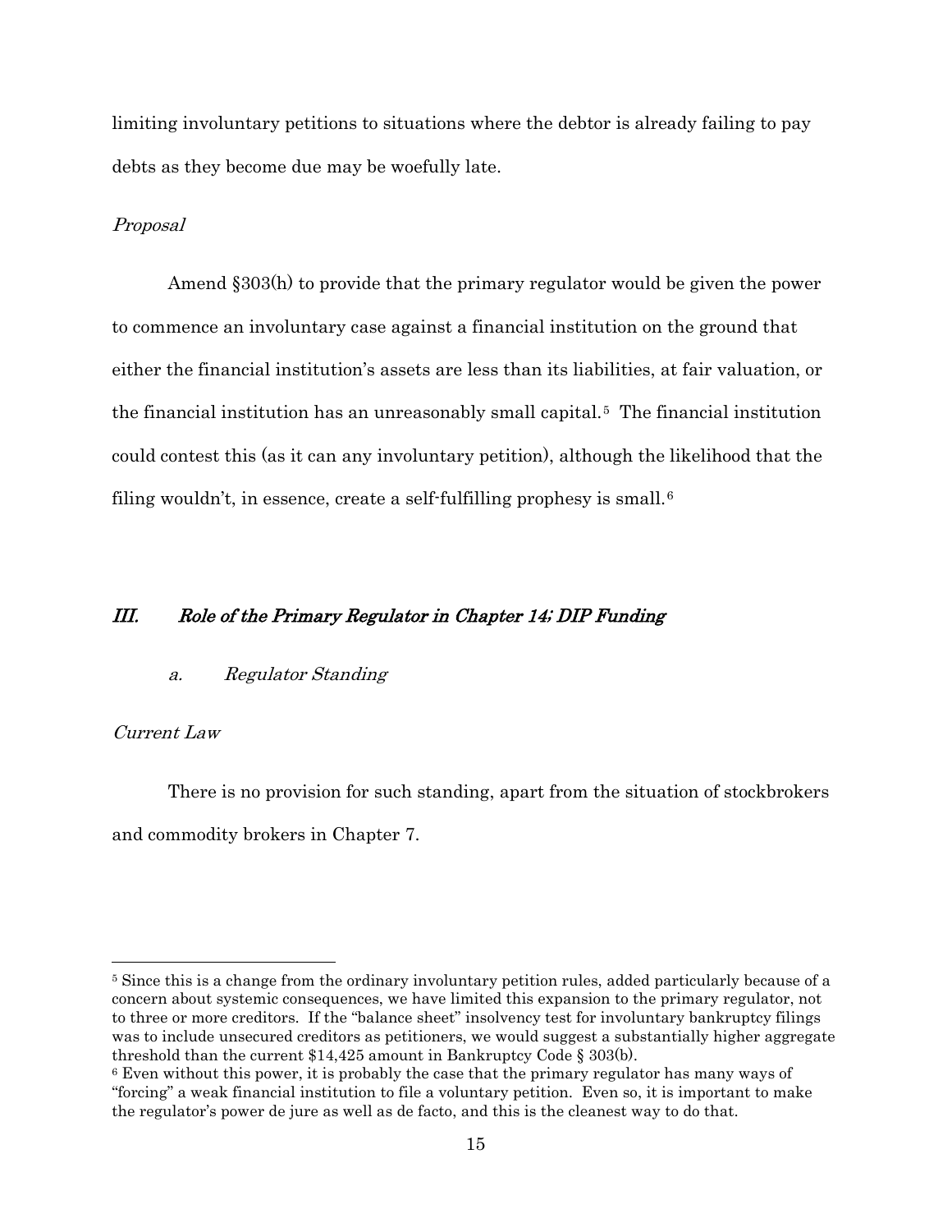limiting involuntary petitions to situations where the debtor is already failing to pay debts as they become due may be woefully late.

*Proposal*

Amend §303(h) to provide that the primary regulator would be given the power to commence an involuntary case against a financial institution on the ground that either the financial institution's assets are less than its liabilities, at fair valuation, or the financial institution has an unreasonably small capital.[5] The financial institution could contest this (as it can any involuntary petition), although the likelihood that the filing wouldn't, in essence, create a self-fulfilling prophesy is small.[6]

## *III. Role of the Primary Regulator in Chapter 14; DIP Funding*

### *a. Regulator Standing*

*Current Law*

There is no provision for such standing, apart from the situation of stockbrokers and commodity brokers in Chapter 7.

---

[5] Since this is a change from the ordinary involuntary petition rules, added particularly because of a concern about systemic consequences, we have limited this expansion to the primary regulator, not to three or more creditors. If the "balance sheet" insolvency test for involuntary bankruptcy filings was to include unsecured creditors as petitioners, we would suggest a substantially higher aggregate threshold than the current $14,425 amount in Bankruptcy Code § 303(b).

[6] Even without this power, it is probably the case that the primary regulator has many ways of "forcing" a weak financial institution to file a voluntary petition. Even so, it is important to make the regulator's power de jure as well as de facto, and this is the cleanest way to do that.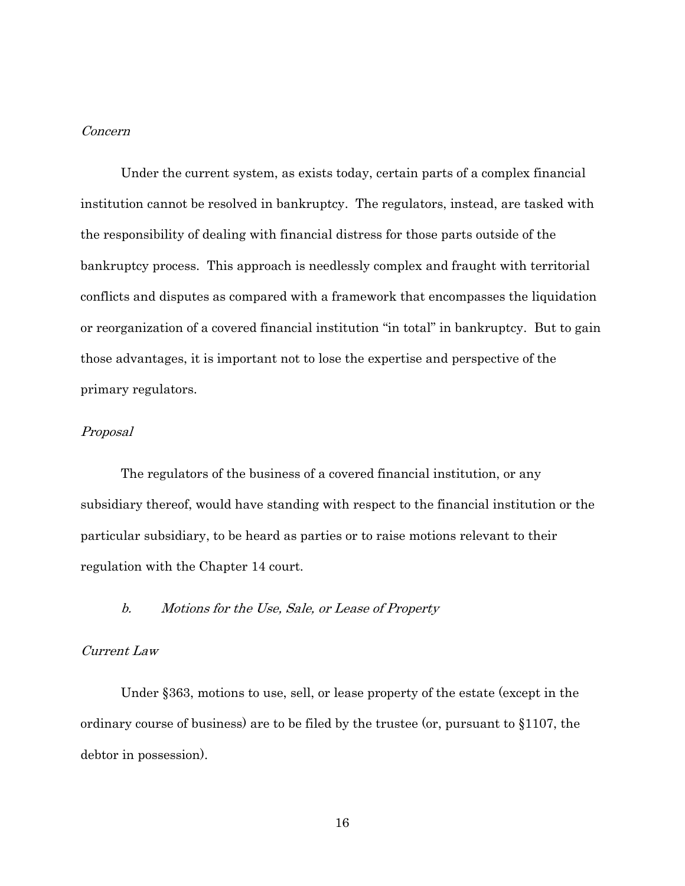*Concern*

Under the current system, as exists today, certain parts of a complex financial institution cannot be resolved in bankruptcy. The regulators, instead, are tasked with the responsibility of dealing with financial distress for those parts outside of the bankruptcy process. This approach is needlessly complex and fraught with territorial conflicts and disputes as compared with a framework that encompasses the liquidation or reorganization of a covered financial institution "in total" in bankruptcy. But to gain those advantages, it is important not to lose the expertise and perspective of the primary regulators.

*Proposal*

The regulators of the business of a covered financial institution, or any subsidiary thereof, would have standing with respect to the financial institution or the particular subsidiary, to be heard as parties or to raise motions relevant to their regulation with the Chapter 14 court.

*b. Motions for the Use, Sale, or Lease of Property*

*Current Law*

Under §363, motions to use, sell, or lease property of the estate (except in the ordinary course of business) are to be filed by the trustee (or, pursuant to §1107, the debtor in possession).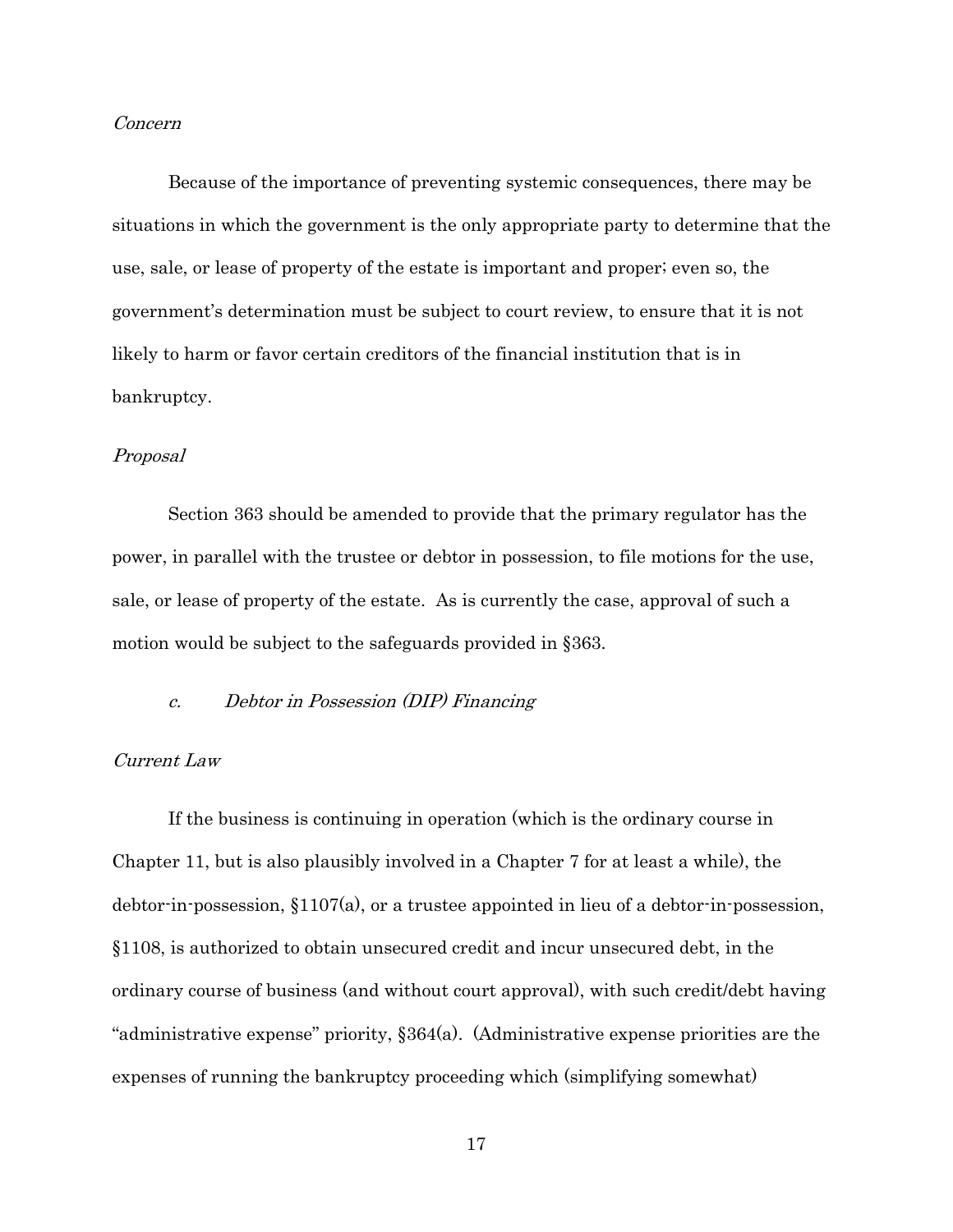*Concern*

Because of the importance of preventing systemic consequences, there may be situations in which the government is the only appropriate party to determine that the use, sale, or lease of property of the estate is important and proper; even so, the government's determination must be subject to court review, to ensure that it is not likely to harm or favor certain creditors of the financial institution that is in bankruptcy.

*Proposal*

Section 363 should be amended to provide that the primary regulator has the power, in parallel with the trustee or debtor in possession, to file motions for the use, sale, or lease of property of the estate. As is currently the case, approval of such a motion would be subject to the safeguards provided in §363.

### *c. Debtor in Possession (DIP) Financing*

*Current Law*

If the business is continuing in operation (which is the ordinary course in Chapter 11, but is also plausibly involved in a Chapter 7 for at least a while), the debtor-in-possession, §1107(a), or a trustee appointed in lieu of a debtor-in-possession, §1108, is authorized to obtain unsecured credit and incur unsecured debt, in the ordinary course of business (and without court approval), with such credit/debt having "administrative expense" priority, §364(a). (Administrative expense priorities are the expenses of running the bankruptcy proceeding which (simplifying somewhat)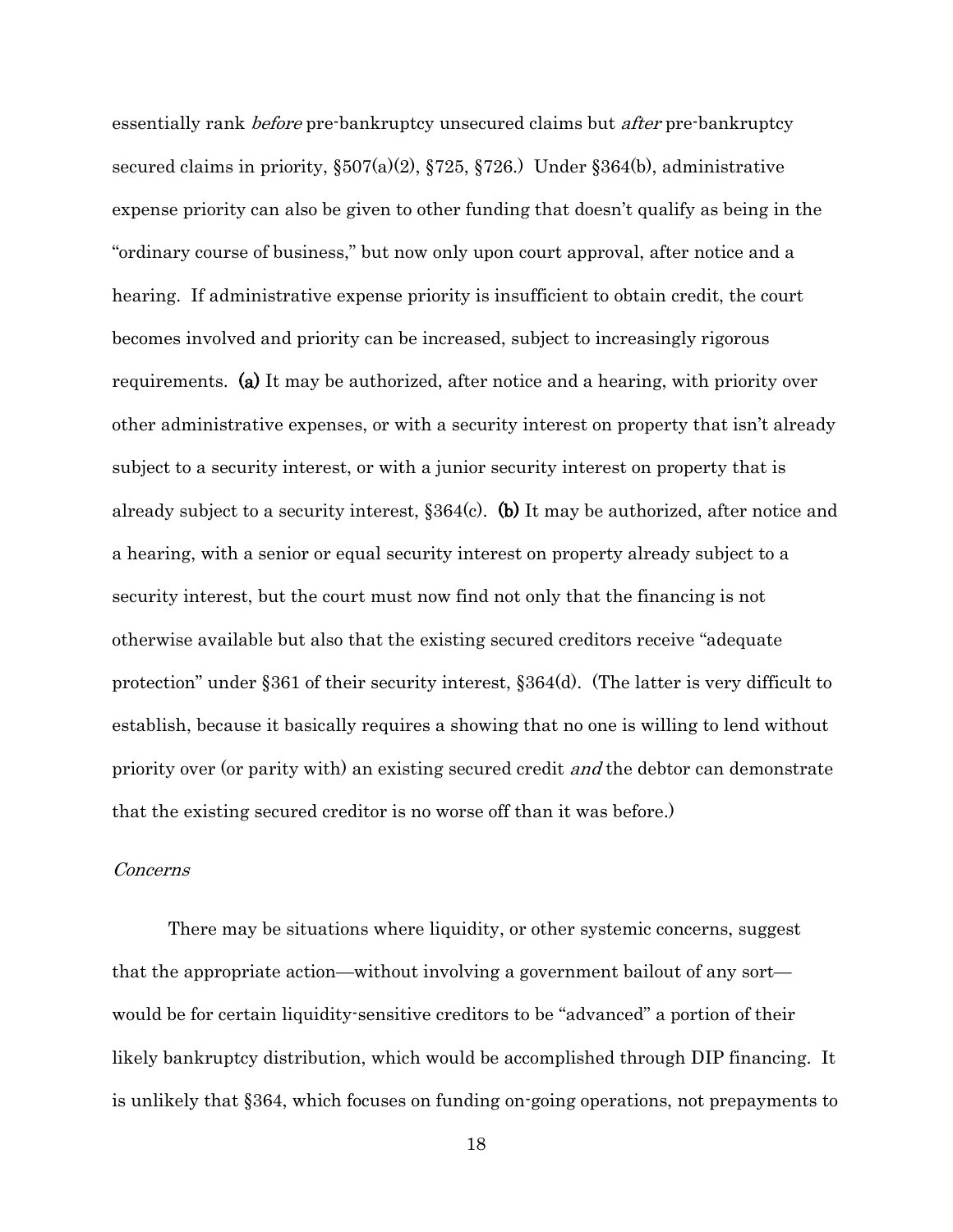essentially rank *before* pre-bankruptcy unsecured claims but *after* pre-bankruptcy secured claims in priority, §507(a)(2), §725, §726.) Under §364(b), administrative expense priority can also be given to other funding that doesn't qualify as being in the "ordinary course of business," but now only upon court approval, after notice and a hearing. If administrative expense priority is insufficient to obtain credit, the court becomes involved and priority can be increased, subject to increasingly rigorous requirements. **(a)** It may be authorized, after notice and a hearing, with priority over other administrative expenses, or with a security interest on property that isn't already subject to a security interest, or with a junior security interest on property that is already subject to a security interest, §364(c). **(b)** It may be authorized, after notice and a hearing, with a senior or equal security interest on property already subject to a security interest, but the court must now find not only that the financing is not otherwise available but also that the existing secured creditors receive "adequate protection" under §361 of their security interest, §364(d). (The latter is very difficult to establish, because it basically requires a showing that no one is willing to lend without priority over (or parity with) an existing secured credit *and* the debtor can demonstrate that the existing secured creditor is no worse off than it was before.)

*Concerns*

There may be situations where liquidity, or other systemic concerns, suggest that the appropriate action—without involving a government bailout of any sort—would be for certain liquidity-sensitive creditors to be "advanced" a portion of their likely bankruptcy distribution, which would be accomplished through DIP financing. It is unlikely that §364, which focuses on funding on-going operations, not prepayments to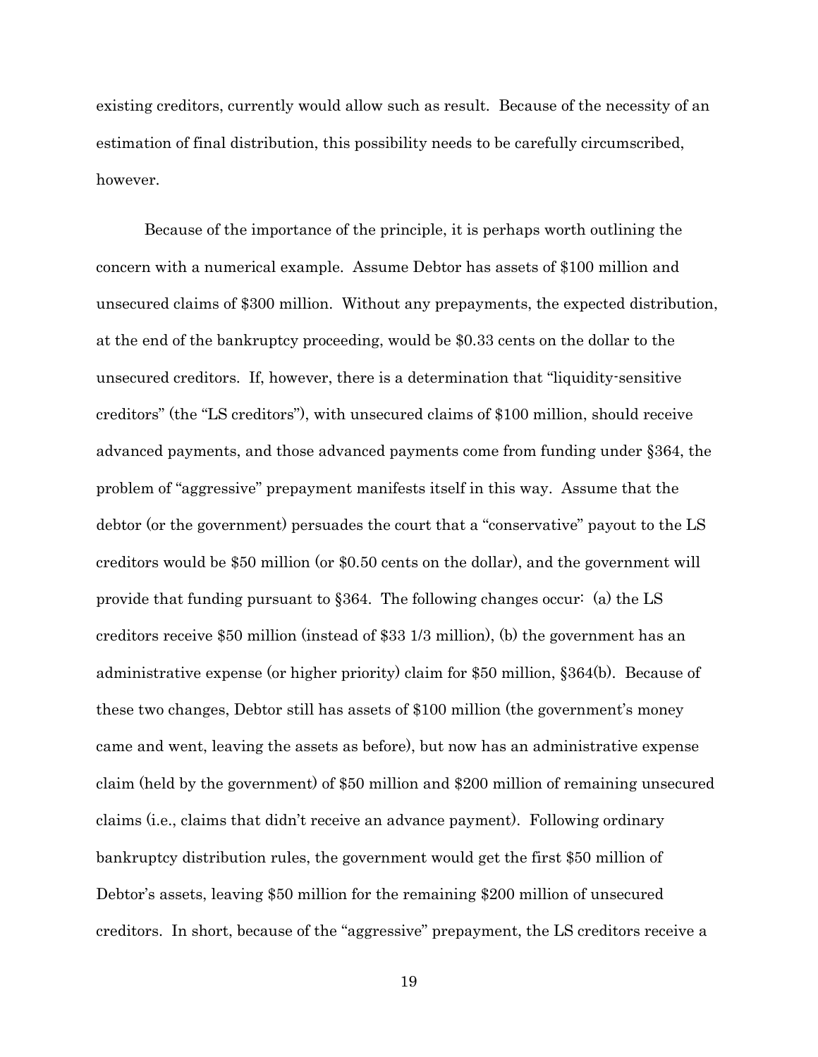existing creditors, currently would allow such as result. Because of the necessity of an estimation of final distribution, this possibility needs to be carefully circumscribed, however.

Because of the importance of the principle, it is perhaps worth outlining the concern with a numerical example. Assume Debtor has assets of $100 million and unsecured claims of $300 million. Without any prepayments, the expected distribution, at the end of the bankruptcy proceeding, would be $0.33 cents on the dollar to the unsecured creditors. If, however, there is a determination that "liquidity-sensitive creditors" (the "LS creditors"), with unsecured claims of $100 million, should receive advanced payments, and those advanced payments come from funding under §364, the problem of "aggressive" prepayment manifests itself in this way. Assume that the debtor (or the government) persuades the court that a "conservative" payout to the LS creditors would be $50 million (or $0.50 cents on the dollar), and the government will provide that funding pursuant to §364. The following changes occur: (a) the LS creditors receive $50 million (instead of $33 1/3 million), (b) the government has an administrative expense (or higher priority) claim for $50 million, §364(b). Because of these two changes, Debtor still has assets of $100 million (the government's money came and went, leaving the assets as before), but now has an administrative expense claim (held by the government) of $50 million and $200 million of remaining unsecured claims (i.e., claims that didn't receive an advance payment). Following ordinary bankruptcy distribution rules, the government would get the first $50 million of Debtor's assets, leaving $50 million for the remaining $200 million of unsecured creditors. In short, because of the "aggressive" prepayment, the LS creditors receive a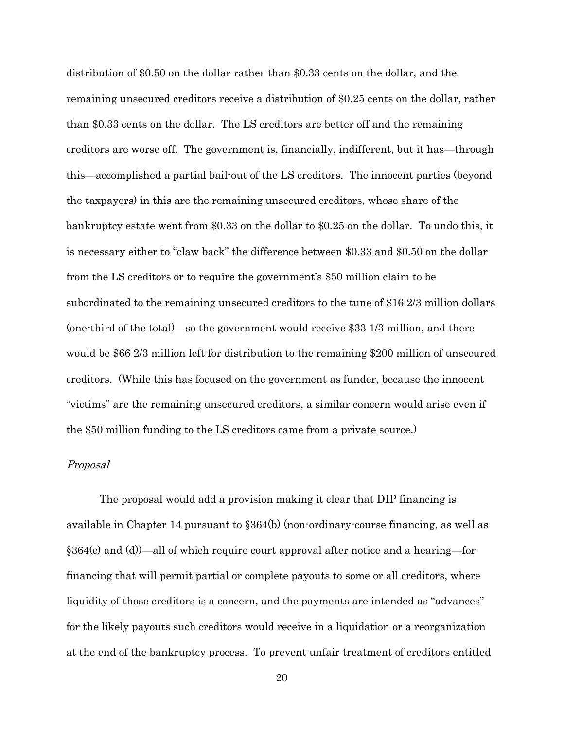distribution of \$0.50 on the dollar rather than \$0.33 cents on the dollar, and the remaining unsecured creditors receive a distribution of \$0.25 cents on the dollar, rather than \$0.33 cents on the dollar. The LS creditors are better off and the remaining creditors are worse off. The government is, financially, indifferent, but it has—through this—accomplished a partial bail-out of the LS creditors. The innocent parties (beyond the taxpayers) in this are the remaining unsecured creditors, whose share of the bankruptcy estate went from \$0.33 on the dollar to \$0.25 on the dollar. To undo this, it is necessary either to "claw back" the difference between \$0.33 and \$0.50 on the dollar from the LS creditors or to require the government's \$50 million claim to be subordinated to the remaining unsecured creditors to the tune of \$16 2/3 million dollars (one-third of the total)—so the government would receive \$33 1/3 million, and there would be \$66 2/3 million left for distribution to the remaining \$200 million of unsecured creditors. (While this has focused on the government as funder, because the innocent "victims" are the remaining unsecured creditors, a similar concern would arise even if the \$50 million funding to the LS creditors came from a private source.)

*Proposal*

The proposal would add a provision making it clear that DIP financing is available in Chapter 14 pursuant to §364(b) (non-ordinary-course financing, as well as §364(c) and (d))—all of which require court approval after notice and a hearing—for financing that will permit partial or complete payouts to some or all creditors, where liquidity of those creditors is a concern, and the payments are intended as "advances" for the likely payouts such creditors would receive in a liquidation or a reorganization at the end of the bankruptcy process. To prevent unfair treatment of creditors entitled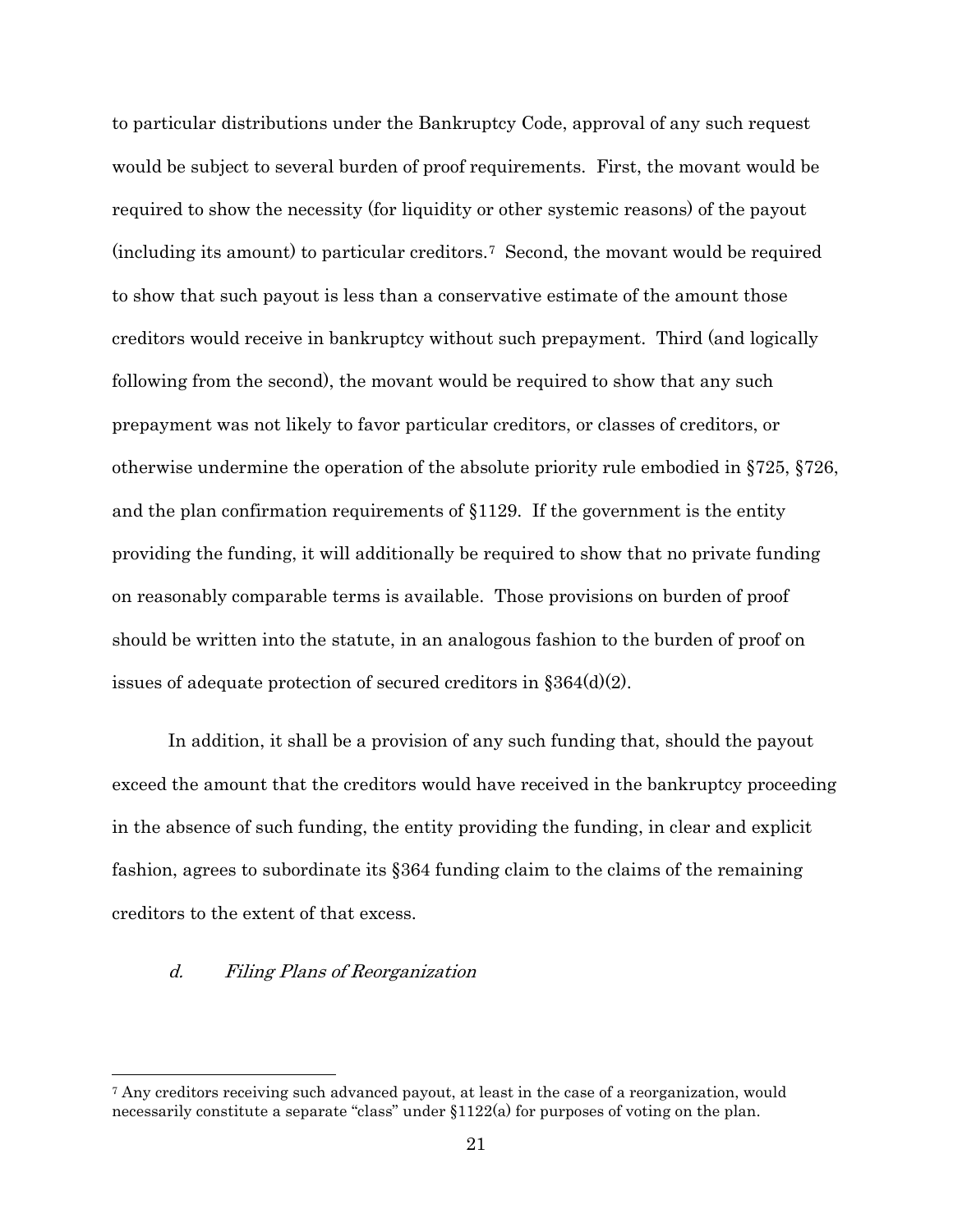to particular distributions under the Bankruptcy Code, approval of any such request would be subject to several burden of proof requirements. First, the movant would be required to show the necessity (for liquidity or other systemic reasons) of the payout (including its amount) to particular creditors.[7] Second, the movant would be required to show that such payout is less than a conservative estimate of the amount those creditors would receive in bankruptcy without such prepayment. Third (and logically following from the second), the movant would be required to show that any such prepayment was not likely to favor particular creditors, or classes of creditors, or otherwise undermine the operation of the absolute priority rule embodied in §725, §726, and the plan confirmation requirements of §1129. If the government is the entity providing the funding, it will additionally be required to show that no private funding on reasonably comparable terms is available. Those provisions on burden of proof should be written into the statute, in an analogous fashion to the burden of proof on issues of adequate protection of secured creditors in §364(d)(2).

In addition, it shall be a provision of any such funding that, should the payout exceed the amount that the creditors would have received in the bankruptcy proceeding in the absence of such funding, the entity providing the funding, in clear and explicit fashion, agrees to subordinate its §364 funding claim to the claims of the remaining creditors to the extent of that excess.

#### *d. Filing Plans of Reorganization*

---

[7] Any creditors receiving such advanced payout, at least in the case of a reorganization, would necessarily constitute a separate "class" under §1122(a) for purposes of voting on the plan.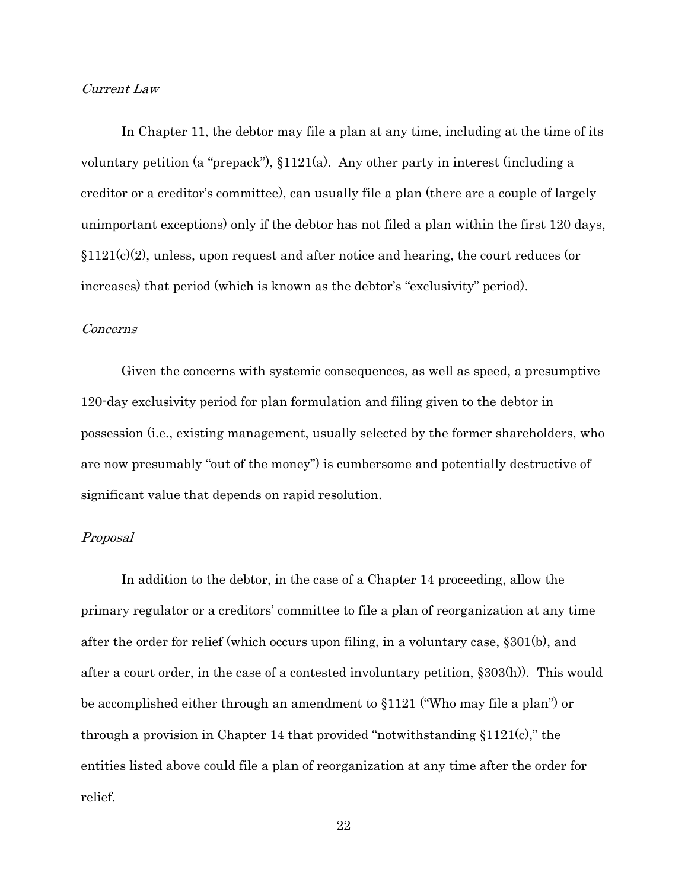*Current Law*

In Chapter 11, the debtor may file a plan at any time, including at the time of its voluntary petition (a "prepack"), §1121(a). Any other party in interest (including a creditor or a creditor's committee), can usually file a plan (there are a couple of largely unimportant exceptions) only if the debtor has not filed a plan within the first 120 days, §1121(c)(2), unless, upon request and after notice and hearing, the court reduces (or increases) that period (which is known as the debtor's "exclusivity" period).

*Concerns*

Given the concerns with systemic consequences, as well as speed, a presumptive 120-day exclusivity period for plan formulation and filing given to the debtor in possession (i.e., existing management, usually selected by the former shareholders, who are now presumably "out of the money") is cumbersome and potentially destructive of significant value that depends on rapid resolution.

*Proposal*

In addition to the debtor, in the case of a Chapter 14 proceeding, allow the primary regulator or a creditors' committee to file a plan of reorganization at any time after the order for relief (which occurs upon filing, in a voluntary case, §301(b), and after a court order, in the case of a contested involuntary petition, §303(h)). This would be accomplished either through an amendment to §1121 ("Who may file a plan") or through a provision in Chapter 14 that provided "notwithstanding §1121(c)," the entities listed above could file a plan of reorganization at any time after the order for relief.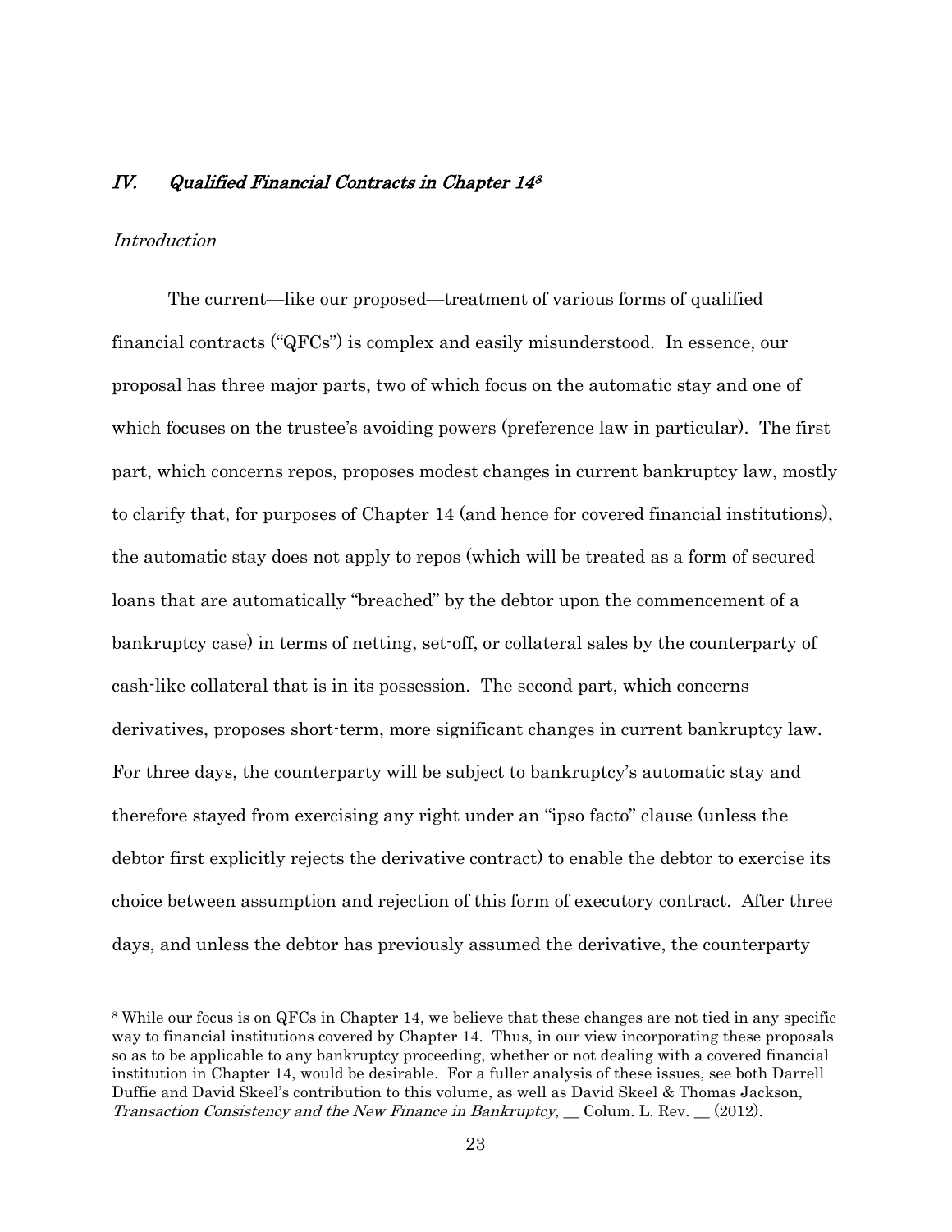## *IV. Qualified Financial Contracts in Chapter 14*[8]

### *Introduction*

The current—like our proposed—treatment of various forms of qualified financial contracts ("QFCs") is complex and easily misunderstood. In essence, our proposal has three major parts, two of which focus on the automatic stay and one of which focuses on the trustee's avoiding powers (preference law in particular). The first part, which concerns repos, proposes modest changes in current bankruptcy law, mostly to clarify that, for purposes of Chapter 14 (and hence for covered financial institutions), the automatic stay does not apply to repos (which will be treated as a form of secured loans that are automatically "breached" by the debtor upon the commencement of a bankruptcy case) in terms of netting, set-off, or collateral sales by the counterparty of cash-like collateral that is in its possession. The second part, which concerns derivatives, proposes short-term, more significant changes in current bankruptcy law. For three days, the counterparty will be subject to bankruptcy's automatic stay and therefore stayed from exercising any right under an "ipso facto" clause (unless the debtor first explicitly rejects the derivative contract) to enable the debtor to exercise its choice between assumption and rejection of this form of executory contract. After three days, and unless the debtor has previously assumed the derivative, the counterparty

[8] While our focus is on QFCs in Chapter 14, we believe that these changes are not tied in any specific way to financial institutions covered by Chapter 14. Thus, in our view incorporating these proposals so as to be applicable to any bankruptcy proceeding, whether or not dealing with a covered financial institution in Chapter 14, would be desirable. For a fuller analysis of these issues, see both Darrell Duffie and David Skeel's contribution to this volume, as well as David Skeel & Thomas Jackson, *Transaction Consistency and the New Finance in Bankruptcy*, __ Colum. L. Rev. __ (2012).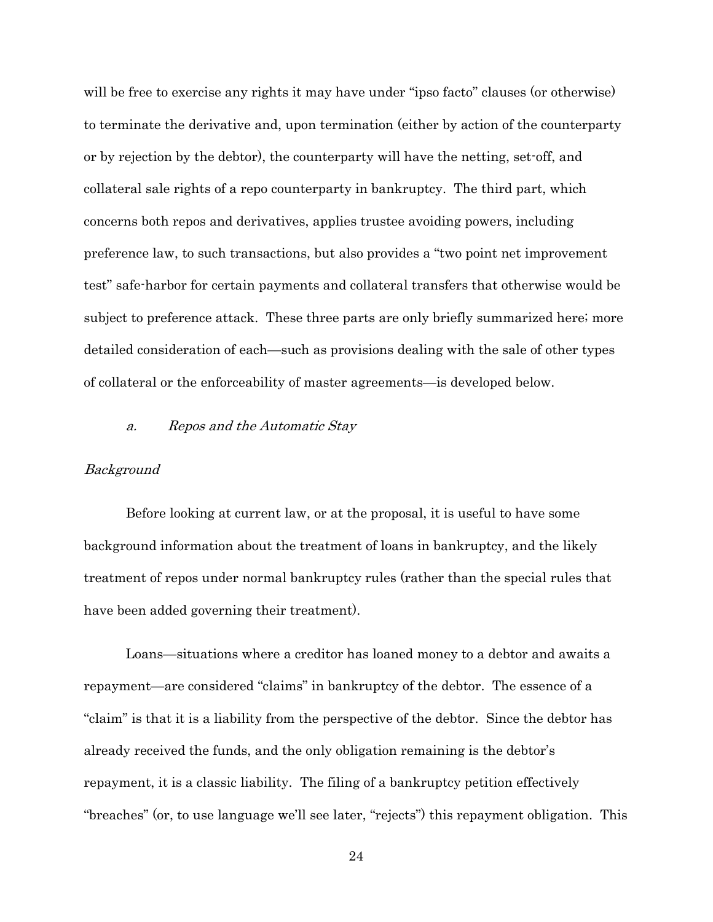will be free to exercise any rights it may have under "ipso facto" clauses (or otherwise) to terminate the derivative and, upon termination (either by action of the counterparty or by rejection by the debtor), the counterparty will have the netting, set-off, and collateral sale rights of a repo counterparty in bankruptcy. The third part, which concerns both repos and derivatives, applies trustee avoiding powers, including preference law, to such transactions, but also provides a "two point net improvement test" safe-harbor for certain payments and collateral transfers that otherwise would be subject to preference attack. These three parts are only briefly summarized here; more detailed consideration of each—such as provisions dealing with the sale of other types of collateral or the enforceability of master agreements—is developed below.

### *a. Repos and the Automatic Stay*

*Background*

Before looking at current law, or at the proposal, it is useful to have some background information about the treatment of loans in bankruptcy, and the likely treatment of repos under normal bankruptcy rules (rather than the special rules that have been added governing their treatment).

Loans—situations where a creditor has loaned money to a debtor and awaits a repayment—are considered "claims" in bankruptcy of the debtor. The essence of a "claim" is that it is a liability from the perspective of the debtor. Since the debtor has already received the funds, and the only obligation remaining is the debtor's repayment, it is a classic liability. The filing of a bankruptcy petition effectively "breaches" (or, to use language we'll see later, "rejects") this repayment obligation. This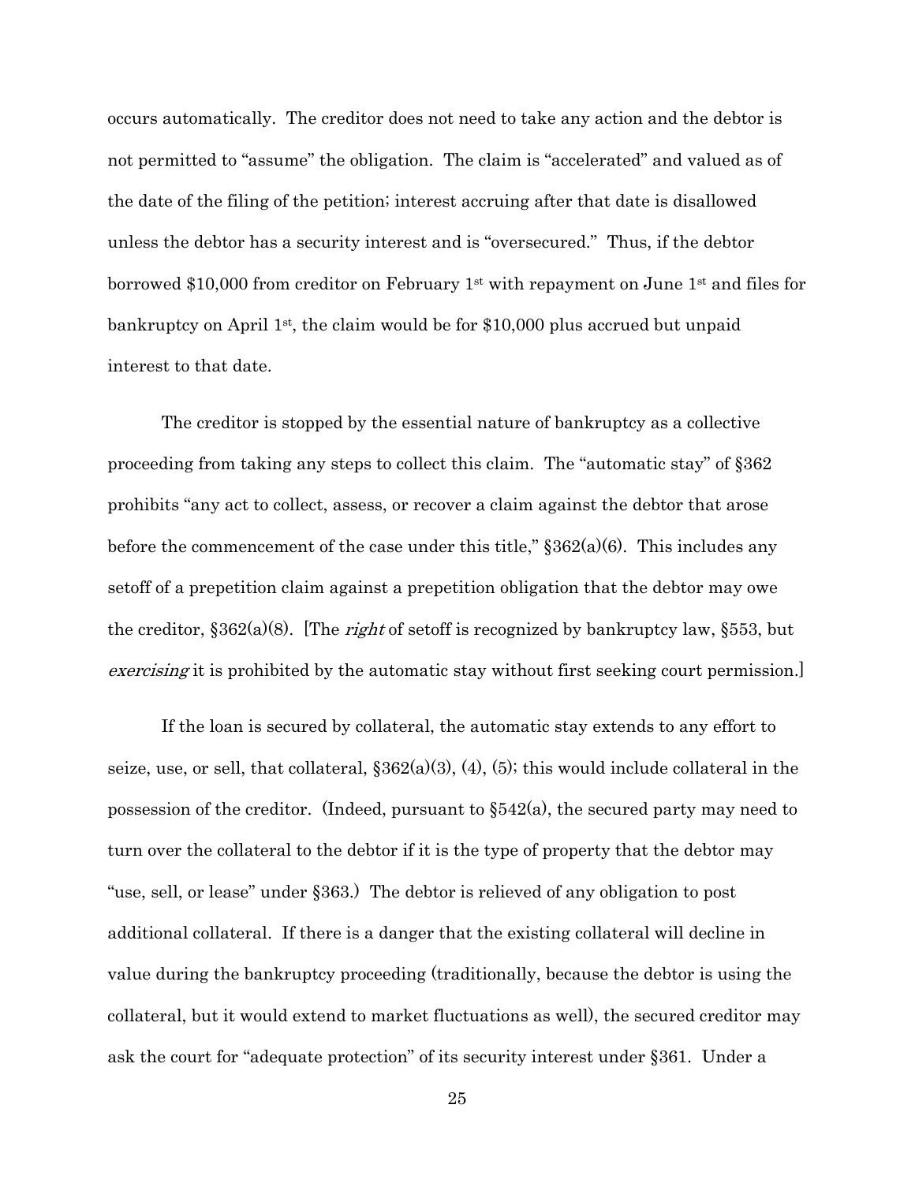occurs automatically. The creditor does not need to take any action and the debtor is not permitted to "assume" the obligation. The claim is "accelerated" and valued as of the date of the filing of the petition; interest accruing after that date is disallowed unless the debtor has a security interest and is "oversecured." Thus, if the debtor borrowed $10,000 from creditor on February 1st with repayment on June 1st and files for bankruptcy on April 1st, the claim would be for $10,000 plus accrued but unpaid interest to that date.

The creditor is stopped by the essential nature of bankruptcy as a collective proceeding from taking any steps to collect this claim. The "automatic stay" of §362 prohibits "any act to collect, assess, or recover a claim against the debtor that arose before the commencement of the case under this title," §362(a)(6). This includes any setoff of a prepetition claim against a prepetition obligation that the debtor may owe the creditor, §362(a)(8). [The *right* of setoff is recognized by bankruptcy law, §553, but *exercising* it is prohibited by the automatic stay without first seeking court permission.]

If the loan is secured by collateral, the automatic stay extends to any effort to seize, use, or sell, that collateral, §362(a)(3), (4), (5); this would include collateral in the possession of the creditor. (Indeed, pursuant to §542(a), the secured party may need to turn over the collateral to the debtor if it is the type of property that the debtor may "use, sell, or lease" under §363.) The debtor is relieved of any obligation to post additional collateral. If there is a danger that the existing collateral will decline in value during the bankruptcy proceeding (traditionally, because the debtor is using the collateral, but it would extend to market fluctuations as well), the secured creditor may ask the court for "adequate protection" of its security interest under §361. Under a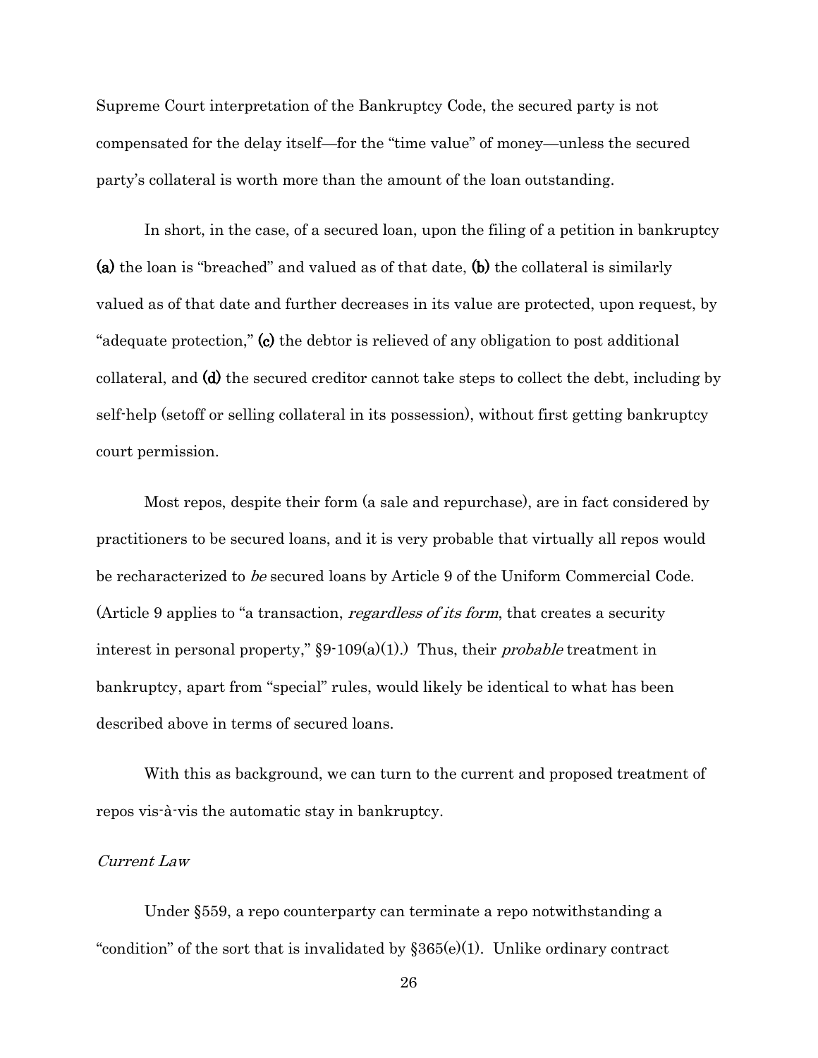Supreme Court interpretation of the Bankruptcy Code, the secured party is not compensated for the delay itself—for the "time value" of money—unless the secured party's collateral is worth more than the amount of the loan outstanding.

In short, in the case, of a secured loan, upon the filing of a petition in bankruptcy **(a)** the loan is "breached" and valued as of that date, **(b)** the collateral is similarly valued as of that date and further decreases in its value are protected, upon request, by "adequate protection," **(c)** the debtor is relieved of any obligation to post additional collateral, and **(d)** the secured creditor cannot take steps to collect the debt, including by self-help (setoff or selling collateral in its possession), without first getting bankruptcy court permission.

Most repos, despite their form (a sale and repurchase), are in fact considered by practitioners to be secured loans, and it is very probable that virtually all repos would be recharacterized to *be* secured loans by Article 9 of the Uniform Commercial Code. (Article 9 applies to "a transaction, *regardless of its form*, that creates a security interest in personal property," §9-109(a)(1).) Thus, their *probable* treatment in bankruptcy, apart from "special" rules, would likely be identical to what has been described above in terms of secured loans.

With this as background, we can turn to the current and proposed treatment of repos vis-à-vis the automatic stay in bankruptcy.

*Current Law*

Under §559, a repo counterparty can terminate a repo notwithstanding a "condition" of the sort that is invalidated by §365(e)(1). Unlike ordinary contract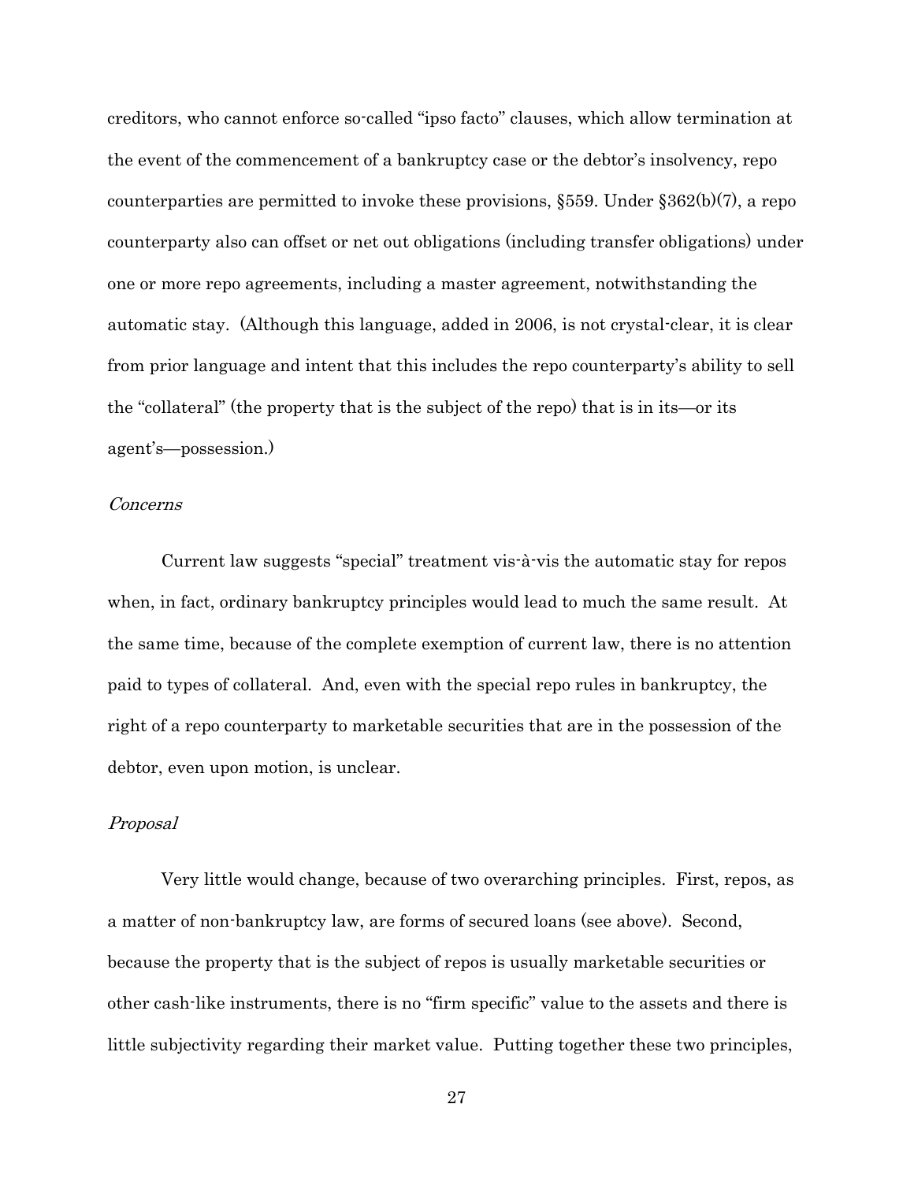creditors, who cannot enforce so-called "ipso facto" clauses, which allow termination at the event of the commencement of a bankruptcy case or the debtor's insolvency, repo counterparties are permitted to invoke these provisions, §559. Under §362(b)(7), a repo counterparty also can offset or net out obligations (including transfer obligations) under one or more repo agreements, including a master agreement, notwithstanding the automatic stay. (Although this language, added in 2006, is not crystal-clear, it is clear from prior language and intent that this includes the repo counterparty's ability to sell the "collateral" (the property that is the subject of the repo) that is in its—or its agent's—possession.)

*Concerns*

Current law suggests "special" treatment vis-à-vis the automatic stay for repos when, in fact, ordinary bankruptcy principles would lead to much the same result. At the same time, because of the complete exemption of current law, there is no attention paid to types of collateral. And, even with the special repo rules in bankruptcy, the right of a repo counterparty to marketable securities that are in the possession of the debtor, even upon motion, is unclear.

*Proposal*

Very little would change, because of two overarching principles. First, repos, as a matter of non-bankruptcy law, are forms of secured loans (see above). Second, because the property that is the subject of repos is usually marketable securities or other cash-like instruments, there is no "firm specific" value to the assets and there is little subjectivity regarding their market value. Putting together these two principles,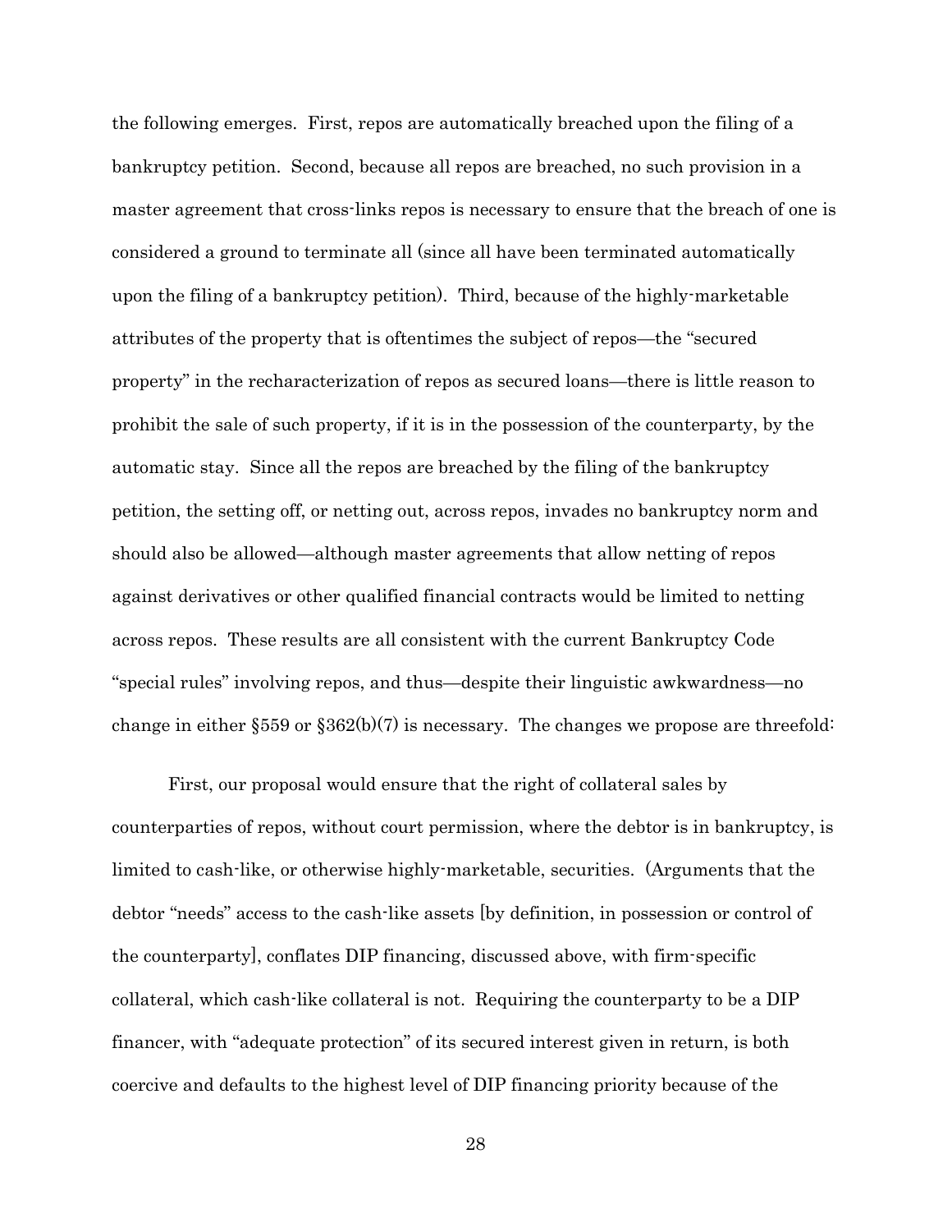the following emerges. First, repos are automatically breached upon the filing of a bankruptcy petition. Second, because all repos are breached, no such provision in a master agreement that cross-links repos is necessary to ensure that the breach of one is considered a ground to terminate all (since all have been terminated automatically upon the filing of a bankruptcy petition). Third, because of the highly-marketable attributes of the property that is oftentimes the subject of repos—the "secured property" in the recharacterization of repos as secured loans—there is little reason to prohibit the sale of such property, if it is in the possession of the counterparty, by the automatic stay. Since all the repos are breached by the filing of the bankruptcy petition, the setting off, or netting out, across repos, invades no bankruptcy norm and should also be allowed—although master agreements that allow netting of repos against derivatives or other qualified financial contracts would be limited to netting across repos. These results are all consistent with the current Bankruptcy Code "special rules" involving repos, and thus—despite their linguistic awkwardness—no change in either §559 or §362(b)(7) is necessary. The changes we propose are threefold:

First, our proposal would ensure that the right of collateral sales by counterparties of repos, without court permission, where the debtor is in bankruptcy, is limited to cash-like, or otherwise highly-marketable, securities. (Arguments that the debtor "needs" access to the cash-like assets [by definition, in possession or control of the counterparty], conflates DIP financing, discussed above, with firm-specific collateral, which cash-like collateral is not. Requiring the counterparty to be a DIP financer, with "adequate protection" of its secured interest given in return, is both coercive and defaults to the highest level of DIP financing priority because of the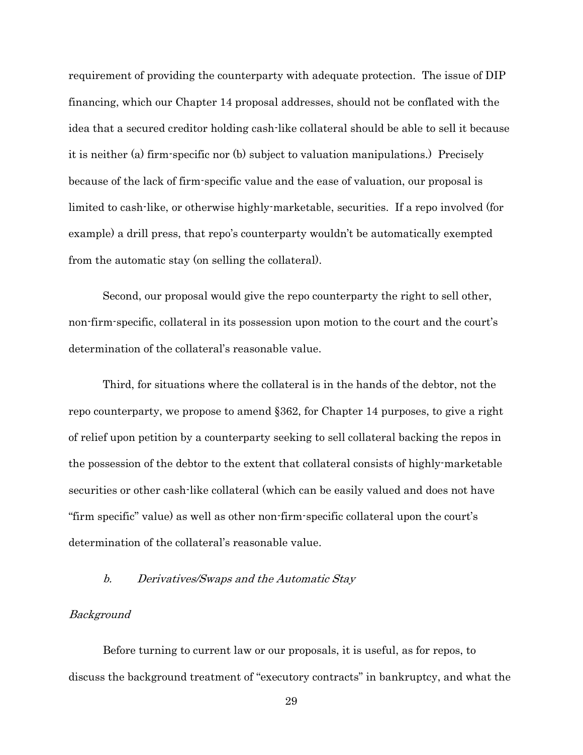requirement of providing the counterparty with adequate protection. The issue of DIP financing, which our Chapter 14 proposal addresses, should not be conflated with the idea that a secured creditor holding cash-like collateral should be able to sell it because it is neither (a) firm-specific nor (b) subject to valuation manipulations.) Precisely because of the lack of firm-specific value and the ease of valuation, our proposal is limited to cash-like, or otherwise highly-marketable, securities. If a repo involved (for example) a drill press, that repo's counterparty wouldn't be automatically exempted from the automatic stay (on selling the collateral).

Second, our proposal would give the repo counterparty the right to sell other, non-firm-specific, collateral in its possession upon motion to the court and the court's determination of the collateral's reasonable value.

Third, for situations where the collateral is in the hands of the debtor, not the repo counterparty, we propose to amend §362, for Chapter 14 purposes, to give a right of relief upon petition by a counterparty seeking to sell collateral backing the repos in the possession of the debtor to the extent that collateral consists of highly-marketable securities or other cash-like collateral (which can be easily valued and does not have "firm specific" value) as well as other non-firm-specific collateral upon the court's determination of the collateral's reasonable value.

### *b. Derivatives/Swaps and the Automatic Stay*

*Background*

Before turning to current law or our proposals, it is useful, as for repos, to discuss the background treatment of "executory contracts" in bankruptcy, and what the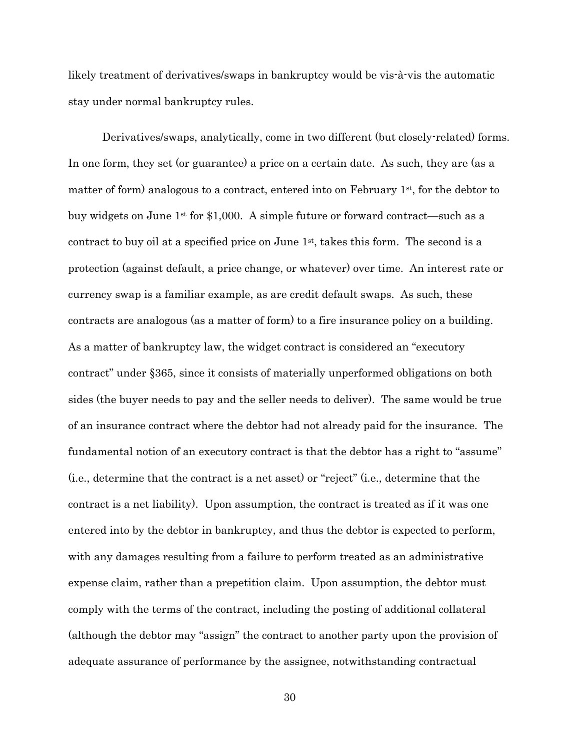likely treatment of derivatives/swaps in bankruptcy would be vis-à-vis the automatic stay under normal bankruptcy rules.

Derivatives/swaps, analytically, come in two different (but closely-related) forms. In one form, they set (or guarantee) a price on a certain date. As such, they are (as a matter of form) analogous to a contract, entered into on February 1st, for the debtor to buy widgets on June 1st for $1,000. A simple future or forward contract—such as a contract to buy oil at a specified price on June 1st, takes this form. The second is a protection (against default, a price change, or whatever) over time. An interest rate or currency swap is a familiar example, as are credit default swaps. As such, these contracts are analogous (as a matter of form) to a fire insurance policy on a building. As a matter of bankruptcy law, the widget contract is considered an "executory contract" under §365, since it consists of materially unperformed obligations on both sides (the buyer needs to pay and the seller needs to deliver). The same would be true of an insurance contract where the debtor had not already paid for the insurance. The fundamental notion of an executory contract is that the debtor has a right to "assume" (i.e., determine that the contract is a net asset) or "reject" (i.e., determine that the contract is a net liability). Upon assumption, the contract is treated as if it was one entered into by the debtor in bankruptcy, and thus the debtor is expected to perform, with any damages resulting from a failure to perform treated as an administrative expense claim, rather than a prepetition claim. Upon assumption, the debtor must comply with the terms of the contract, including the posting of additional collateral (although the debtor may "assign" the contract to another party upon the provision of adequate assurance of performance by the assignee, notwithstanding contractual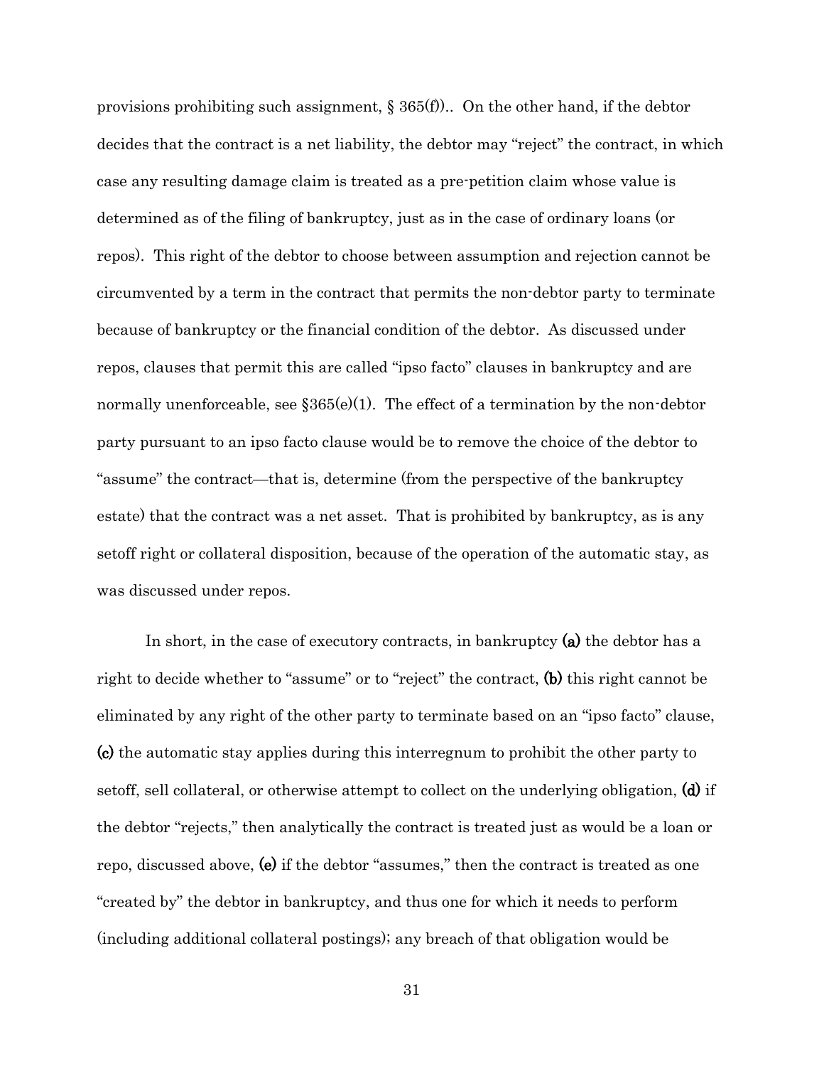provisions prohibiting such assignment, § 365(f)).. On the other hand, if the debtor decides that the contract is a net liability, the debtor may "reject" the contract, in which case any resulting damage claim is treated as a pre-petition claim whose value is determined as of the filing of bankruptcy, just as in the case of ordinary loans (or repos). This right of the debtor to choose between assumption and rejection cannot be circumvented by a term in the contract that permits the non-debtor party to terminate because of bankruptcy or the financial condition of the debtor. As discussed under repos, clauses that permit this are called "ipso facto" clauses in bankruptcy and are normally unenforceable, see §365(e)(1). The effect of a termination by the non-debtor party pursuant to an ipso facto clause would be to remove the choice of the debtor to "assume" the contract—that is, determine (from the perspective of the bankruptcy estate) that the contract was a net asset. That is prohibited by bankruptcy, as is any setoff right or collateral disposition, because of the operation of the automatic stay, as was discussed under repos.

In short, in the case of executory contracts, in bankruptcy **(a)** the debtor has a right to decide whether to "assume" or to "reject" the contract, **(b)** this right cannot be eliminated by any right of the other party to terminate based on an "ipso facto" clause, **(c)** the automatic stay applies during this interregnum to prohibit the other party to setoff, sell collateral, or otherwise attempt to collect on the underlying obligation, **(d)** if the debtor "rejects," then analytically the contract is treated just as would be a loan or repo, discussed above, **(e)** if the debtor "assumes," then the contract is treated as one "created by" the debtor in bankruptcy, and thus one for which it needs to perform (including additional collateral postings); any breach of that obligation would be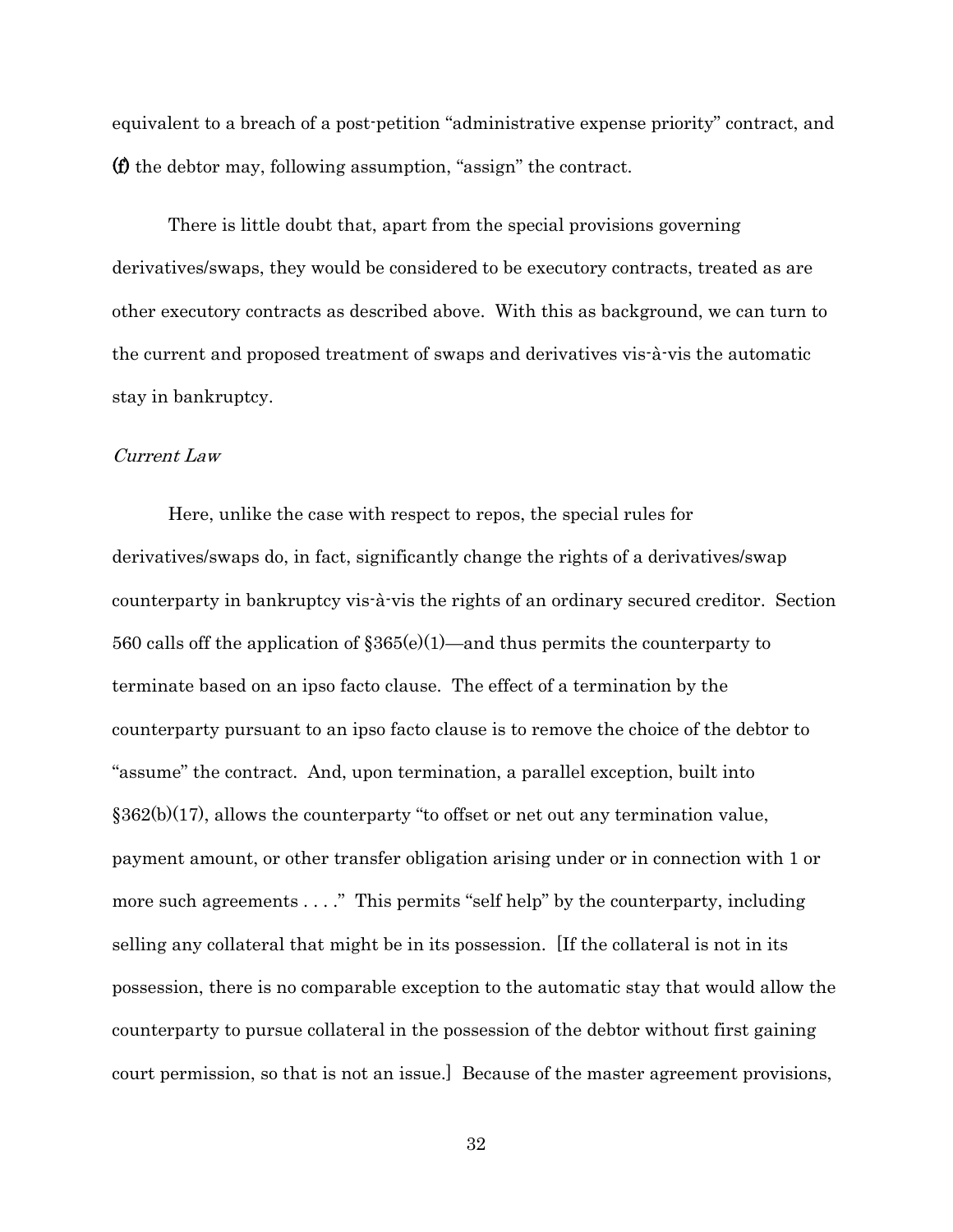equivalent to a breach of a post-petition "administrative expense priority" contract, and **(f)** the debtor may, following assumption, "assign" the contract.

There is little doubt that, apart from the special provisions governing derivatives/swaps, they would be considered to be executory contracts, treated as are other executory contracts as described above. With this as background, we can turn to the current and proposed treatment of swaps and derivatives vis-à-vis the automatic stay in bankruptcy.

*Current Law*

Here, unlike the case with respect to repos, the special rules for derivatives/swaps do, in fact, significantly change the rights of a derivatives/swap counterparty in bankruptcy vis-à-vis the rights of an ordinary secured creditor. Section 560 calls off the application of §365(e)(1)—and thus permits the counterparty to terminate based on an ipso facto clause. The effect of a termination by the counterparty pursuant to an ipso facto clause is to remove the choice of the debtor to "assume" the contract. And, upon termination, a parallel exception, built into §362(b)(17), allows the counterparty "to offset or net out any termination value, payment amount, or other transfer obligation arising under or in connection with 1 or more such agreements . . . ." This permits "self help" by the counterparty, including selling any collateral that might be in its possession. [If the collateral is not in its possession, there is no comparable exception to the automatic stay that would allow the counterparty to pursue collateral in the possession of the debtor without first gaining court permission, so that is not an issue.] Because of the master agreement provisions,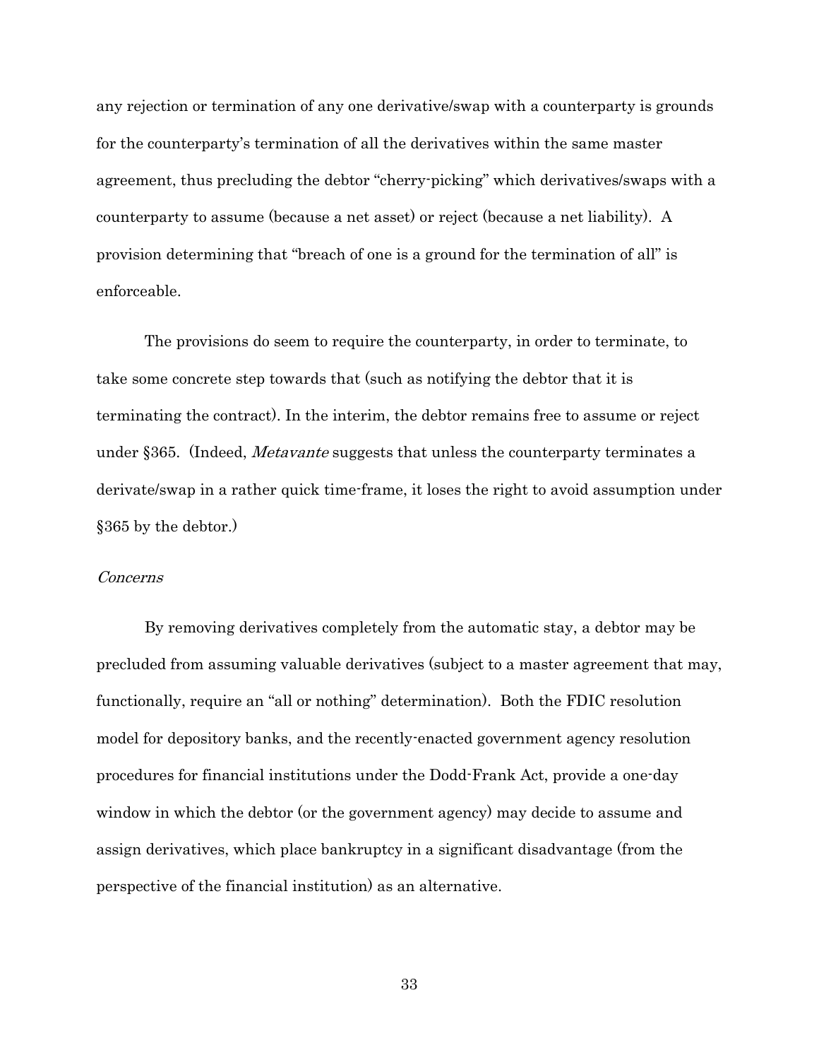any rejection or termination of any one derivative/swap with a counterparty is grounds for the counterparty's termination of all the derivatives within the same master agreement, thus precluding the debtor "cherry-picking" which derivatives/swaps with a counterparty to assume (because a net asset) or reject (because a net liability). A provision determining that "breach of one is a ground for the termination of all" is enforceable.

The provisions do seem to require the counterparty, in order to terminate, to take some concrete step towards that (such as notifying the debtor that it is terminating the contract). In the interim, the debtor remains free to assume or reject under §365. (Indeed, *Metavante* suggests that unless the counterparty terminates a derivate/swap in a rather quick time-frame, it loses the right to avoid assumption under §365 by the debtor.)

*Concerns*

By removing derivatives completely from the automatic stay, a debtor may be precluded from assuming valuable derivatives (subject to a master agreement that may, functionally, require an "all or nothing" determination). Both the FDIC resolution model for depository banks, and the recently-enacted government agency resolution procedures for financial institutions under the Dodd-Frank Act, provide a one-day window in which the debtor (or the government agency) may decide to assume and assign derivatives, which place bankruptcy in a significant disadvantage (from the perspective of the financial institution) as an alternative.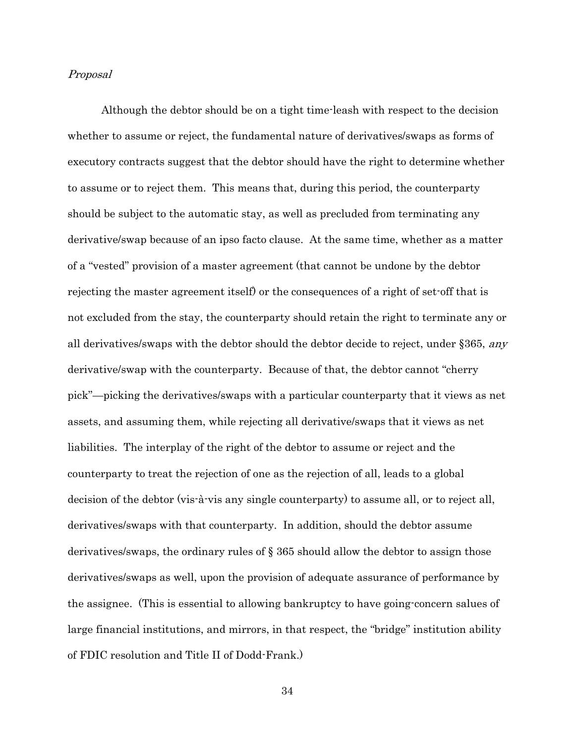*Proposal*

Although the debtor should be on a tight time-leash with respect to the decision whether to assume or reject, the fundamental nature of derivatives/swaps as forms of executory contracts suggest that the debtor should have the right to determine whether to assume or to reject them. This means that, during this period, the counterparty should be subject to the automatic stay, as well as precluded from terminating any derivative/swap because of an ipso facto clause. At the same time, whether as a matter of a "vested" provision of a master agreement (that cannot be undone by the debtor rejecting the master agreement itself) or the consequences of a right of set-off that is not excluded from the stay, the counterparty should retain the right to terminate any or all derivatives/swaps with the debtor should the debtor decide to reject, under §365, *any* derivative/swap with the counterparty. Because of that, the debtor cannot "cherry pick"—picking the derivatives/swaps with a particular counterparty that it views as net assets, and assuming them, while rejecting all derivative/swaps that it views as net liabilities. The interplay of the right of the debtor to assume or reject and the counterparty to treat the rejection of one as the rejection of all, leads to a global decision of the debtor (vis-à-vis any single counterparty) to assume all, or to reject all, derivatives/swaps with that counterparty. In addition, should the debtor assume derivatives/swaps, the ordinary rules of § 365 should allow the debtor to assign those derivatives/swaps as well, upon the provision of adequate assurance of performance by the assignee. (This is essential to allowing bankruptcy to have going-concern salues of large financial institutions, and mirrors, in that respect, the "bridge" institution ability of FDIC resolution and Title II of Dodd-Frank.)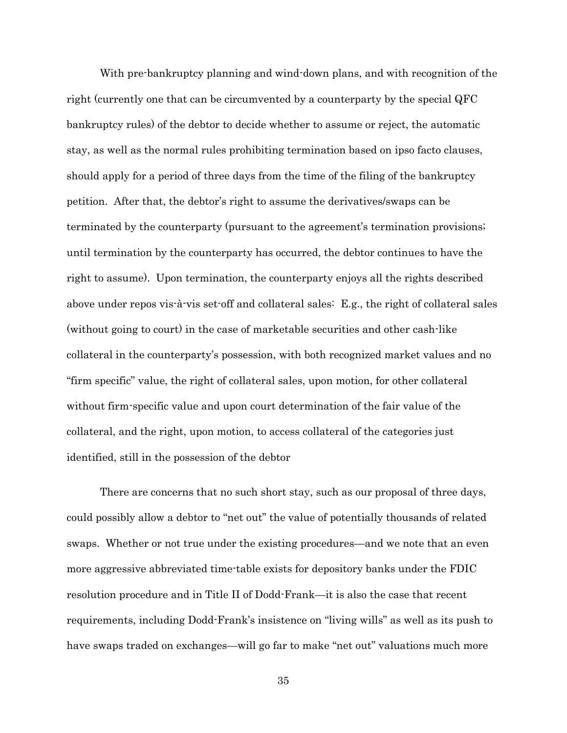With pre-bankruptcy planning and wind-down plans, and with recognition of the right (currently one that can be circumvented by a counterparty by the special QFC bankruptcy rules) of the debtor to decide whether to assume or reject, the automatic stay, as well as the normal rules prohibiting termination based on ipso facto clauses, should apply for a period of three days from the time of the filing of the bankruptcy petition. After that, the debtor's right to assume the derivatives/swaps can be terminated by the counterparty (pursuant to the agreement's termination provisions; until termination by the counterparty has occurred, the debtor continues to have the right to assume). Upon termination, the counterparty enjoys all the rights described above under repos vis-à-vis set-off and collateral sales: E.g., the right of collateral sales (without going to court) in the case of marketable securities and other cash-like collateral in the counterparty's possession, with both recognized market values and no "firm specific" value, the right of collateral sales, upon motion, for other collateral without firm-specific value and upon court determination of the fair value of the collateral, and the right, upon motion, to access collateral of the categories just identified, still in the possession of the debtor

There are concerns that no such short stay, such as our proposal of three days, could possibly allow a debtor to "net out" the value of potentially thousands of related swaps. Whether or not true under the existing procedures—and we note that an even more aggressive abbreviated time-table exists for depository banks under the FDIC resolution procedure and in Title II of Dodd-Frank—it is also the case that recent requirements, including Dodd-Frank's insistence on "living wills" as well as its push to have swaps traded on exchanges—will go far to make "net out" valuations much more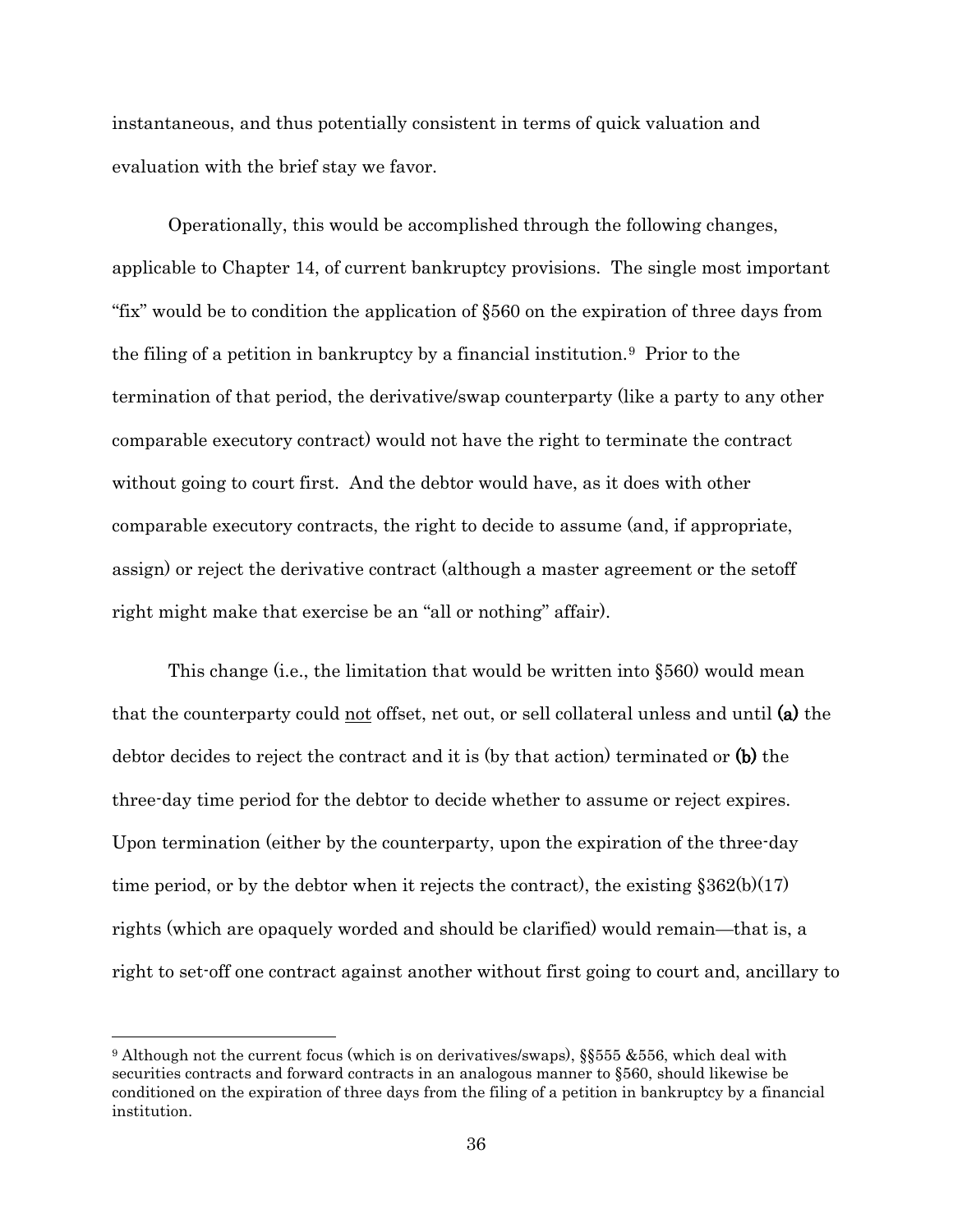instantaneous, and thus potentially consistent in terms of quick valuation and evaluation with the brief stay we favor.

Operationally, this would be accomplished through the following changes, applicable to Chapter 14, of current bankruptcy provisions. The single most important "fix" would be to condition the application of §560 on the expiration of three days from the filing of a petition in bankruptcy by a financial institution.[9] Prior to the termination of that period, the derivative/swap counterparty (like a party to any other comparable executory contract) would not have the right to terminate the contract without going to court first. And the debtor would have, as it does with other comparable executory contracts, the right to decide to assume (and, if appropriate, assign) or reject the derivative contract (although a master agreement or the setoff right might make that exercise be an "all or nothing" affair).

This change (i.e., the limitation that would be written into §560) would mean that the counterparty could <u>not</u> offset, net out, or sell collateral unless and until **(a)** the debtor decides to reject the contract and it is (by that action) terminated or **(b)** the three-day time period for the debtor to decide whether to assume or reject expires. Upon termination (either by the counterparty, upon the expiration of the three-day time period, or by the debtor when it rejects the contract), the existing §362(b)(17) rights (which are opaquely worded and should be clarified) would remain—that is, a right to set-off one contract against another without first going to court and, ancillary to

---

[9] Although not the current focus (which is on derivatives/swaps), §§555 &556, which deal with securities contracts and forward contracts in an analogous manner to §560, should likewise be conditioned on the expiration of three days from the filing of a petition in bankruptcy by a financial institution.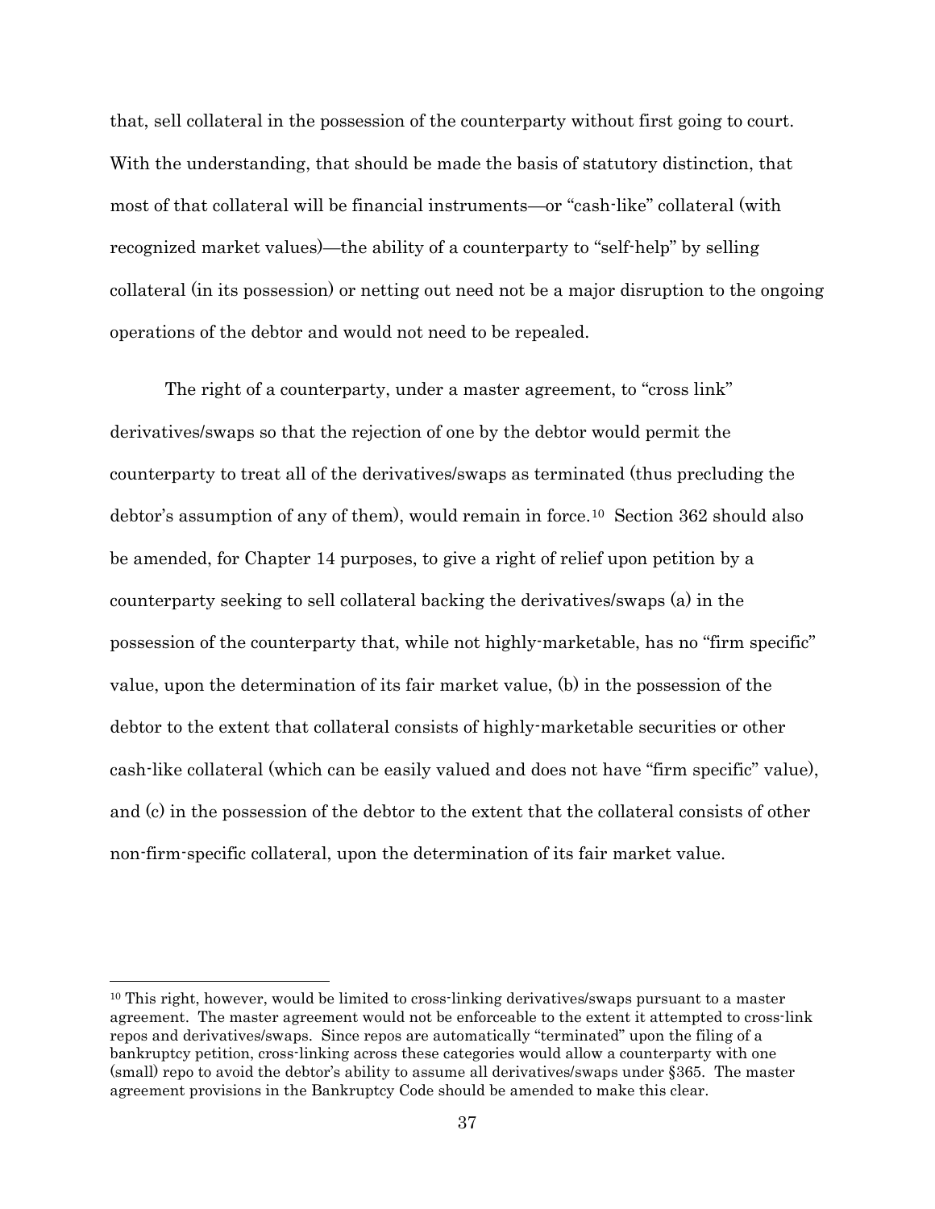that, sell collateral in the possession of the counterparty without first going to court. With the understanding, that should be made the basis of statutory distinction, that most of that collateral will be financial instruments—or "cash-like" collateral (with recognized market values)—the ability of a counterparty to "self-help" by selling collateral (in its possession) or netting out need not be a major disruption to the ongoing operations of the debtor and would not need to be repealed.

The right of a counterparty, under a master agreement, to "cross link" derivatives/swaps so that the rejection of one by the debtor would permit the counterparty to treat all of the derivatives/swaps as terminated (thus precluding the debtor's assumption of any of them), would remain in force.[10] Section 362 should also be amended, for Chapter 14 purposes, to give a right of relief upon petition by a counterparty seeking to sell collateral backing the derivatives/swaps (a) in the possession of the counterparty that, while not highly-marketable, has no "firm specific" value, upon the determination of its fair market value, (b) in the possession of the debtor to the extent that collateral consists of highly-marketable securities or other cash-like collateral (which can be easily valued and does not have "firm specific" value), and (c) in the possession of the debtor to the extent that the collateral consists of other non-firm-specific collateral, upon the determination of its fair market value.

---

[10] This right, however, would be limited to cross-linking derivatives/swaps pursuant to a master agreement. The master agreement would not be enforceable to the extent it attempted to cross-link repos and derivatives/swaps. Since repos are automatically "terminated" upon the filing of a bankruptcy petition, cross-linking across these categories would allow a counterparty with one (small) repo to avoid the debtor's ability to assume all derivatives/swaps under §365. The master agreement provisions in the Bankruptcy Code should be amended to make this clear.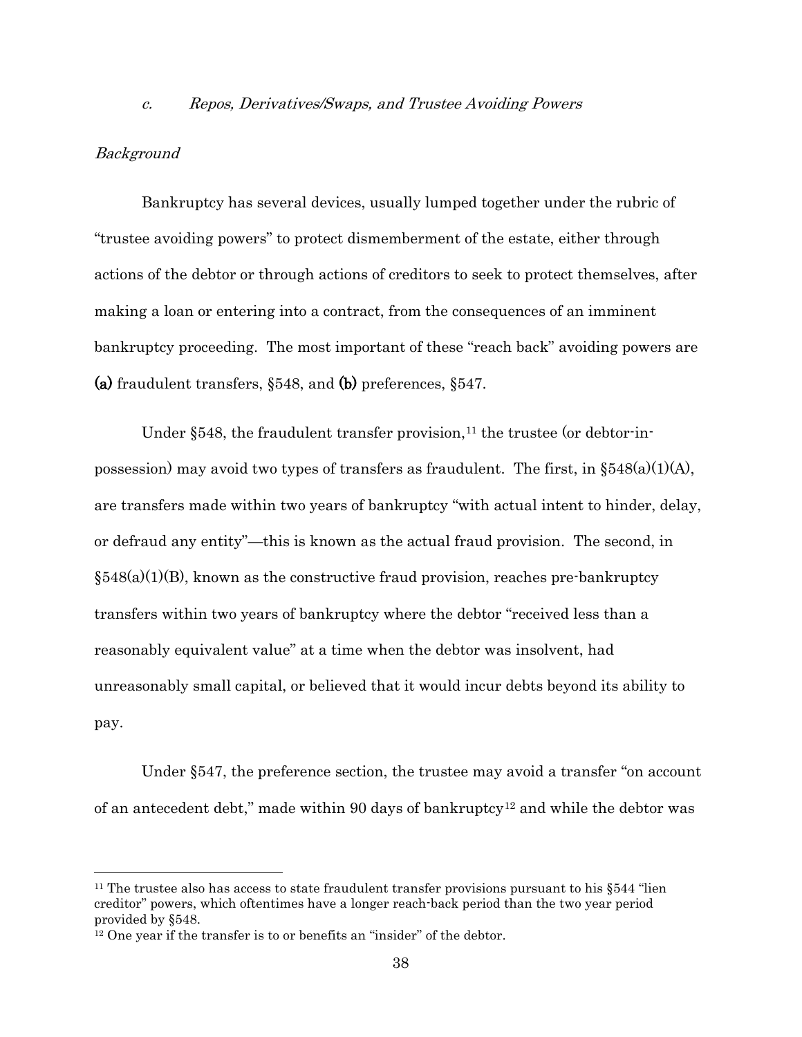### *c. Repos, Derivatives/Swaps, and Trustee Avoiding Powers*

*Background*

Bankruptcy has several devices, usually lumped together under the rubric of "trustee avoiding powers" to protect dismemberment of the estate, either through actions of the debtor or through actions of creditors to seek to protect themselves, after making a loan or entering into a contract, from the consequences of an imminent bankruptcy proceeding. The most important of these "reach back" avoiding powers are **(a)** fraudulent transfers, §548, and **(b)** preferences, §547.

Under §548, the fraudulent transfer provision,[11] the trustee (or debtor-in-possession) may avoid two types of transfers as fraudulent. The first, in §548(a)(1)(A), are transfers made within two years of bankruptcy "with actual intent to hinder, delay, or defraud any entity"—this is known as the actual fraud provision. The second, in §548(a)(1)(B), known as the constructive fraud provision, reaches pre-bankruptcy transfers within two years of bankruptcy where the debtor "received less than a reasonably equivalent value" at a time when the debtor was insolvent, had unreasonably small capital, or believed that it would incur debts beyond its ability to pay.

Under §547, the preference section, the trustee may avoid a transfer "on account of an antecedent debt," made within 90 days of bankruptcy[12] and while the debtor was

---

[11] The trustee also has access to state fraudulent transfer provisions pursuant to his §544 "lien creditor" powers, which oftentimes have a longer reach-back period than the two year period provided by §548.

[12] One year if the transfer is to or benefits an "insider" of the debtor.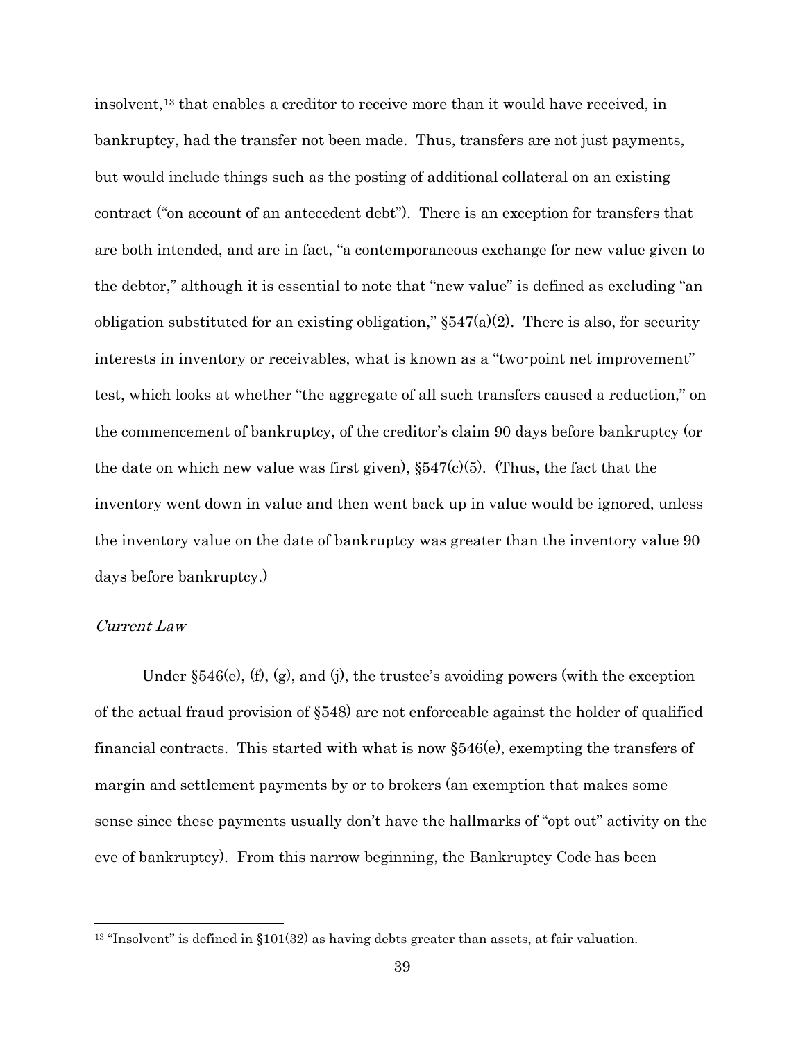insolvent,[13] that enables a creditor to receive more than it would have received, in bankruptcy, had the transfer not been made. Thus, transfers are not just payments, but would include things such as the posting of additional collateral on an existing contract ("on account of an antecedent debt"). There is an exception for transfers that are both intended, and are in fact, "a contemporaneous exchange for new value given to the debtor," although it is essential to note that "new value" is defined as excluding "an obligation substituted for an existing obligation," §547(a)(2). There is also, for security interests in inventory or receivables, what is known as a "two-point net improvement" test, which looks at whether "the aggregate of all such transfers caused a reduction," on the commencement of bankruptcy, of the creditor's claim 90 days before bankruptcy (or the date on which new value was first given), §547(c)(5). (Thus, the fact that the inventory went down in value and then went back up in value would be ignored, unless the inventory value on the date of bankruptcy was greater than the inventory value 90 days before bankruptcy.)

*Current Law*

Under §546(e), (f), (g), and (j), the trustee's avoiding powers (with the exception of the actual fraud provision of §548) are not enforceable against the holder of qualified financial contracts. This started with what is now §546(e), exempting the transfers of margin and settlement payments by or to brokers (an exemption that makes some sense since these payments usually don't have the hallmarks of "opt out" activity on the eve of bankruptcy). From this narrow beginning, the Bankruptcy Code has been

[13] "Insolvent" is defined in §101(32) as having debts greater than assets, at fair valuation.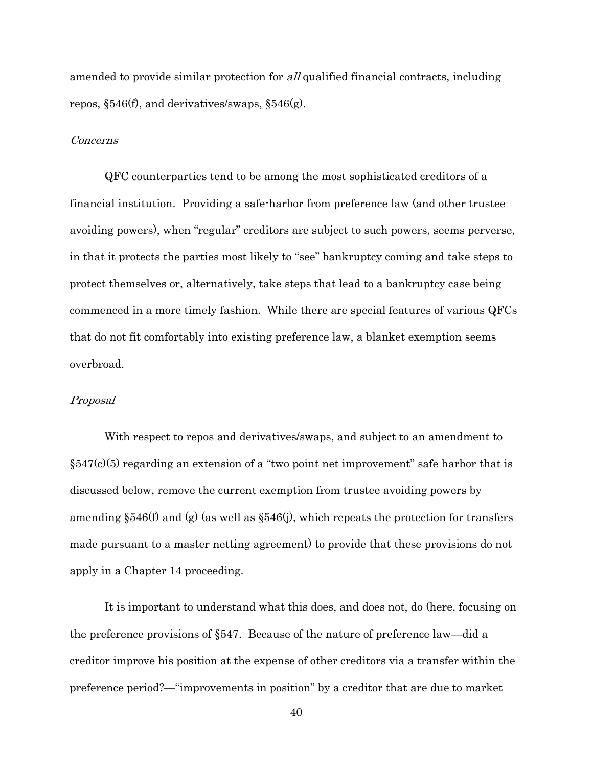amended to provide similar protection for *all* qualified financial contracts, including repos, §546(f), and derivatives/swaps, §546(g).

*Concerns*

QFC counterparties tend to be among the most sophisticated creditors of a financial institution. Providing a safe-harbor from preference law (and other trustee avoiding powers), when "regular" creditors are subject to such powers, seems perverse, in that it protects the parties most likely to "see" bankruptcy coming and take steps to protect themselves or, alternatively, take steps that lead to a bankruptcy case being commenced in a more timely fashion. While there are special features of various QFCs that do not fit comfortably into existing preference law, a blanket exemption seems overbroad.

*Proposal*

With respect to repos and derivatives/swaps, and subject to an amendment to §547(c)(5) regarding an extension of a "two point net improvement" safe harbor that is discussed below, remove the current exemption from trustee avoiding powers by amending §546(f) and (g) (as well as §546(j), which repeats the protection for transfers made pursuant to a master netting agreement) to provide that these provisions do not apply in a Chapter 14 proceeding.

It is important to understand what this does, and does not, do (here, focusing on the preference provisions of §547. Because of the nature of preference law—did a creditor improve his position at the expense of other creditors via a transfer within the preference period?—"improvements in position" by a creditor that are due to market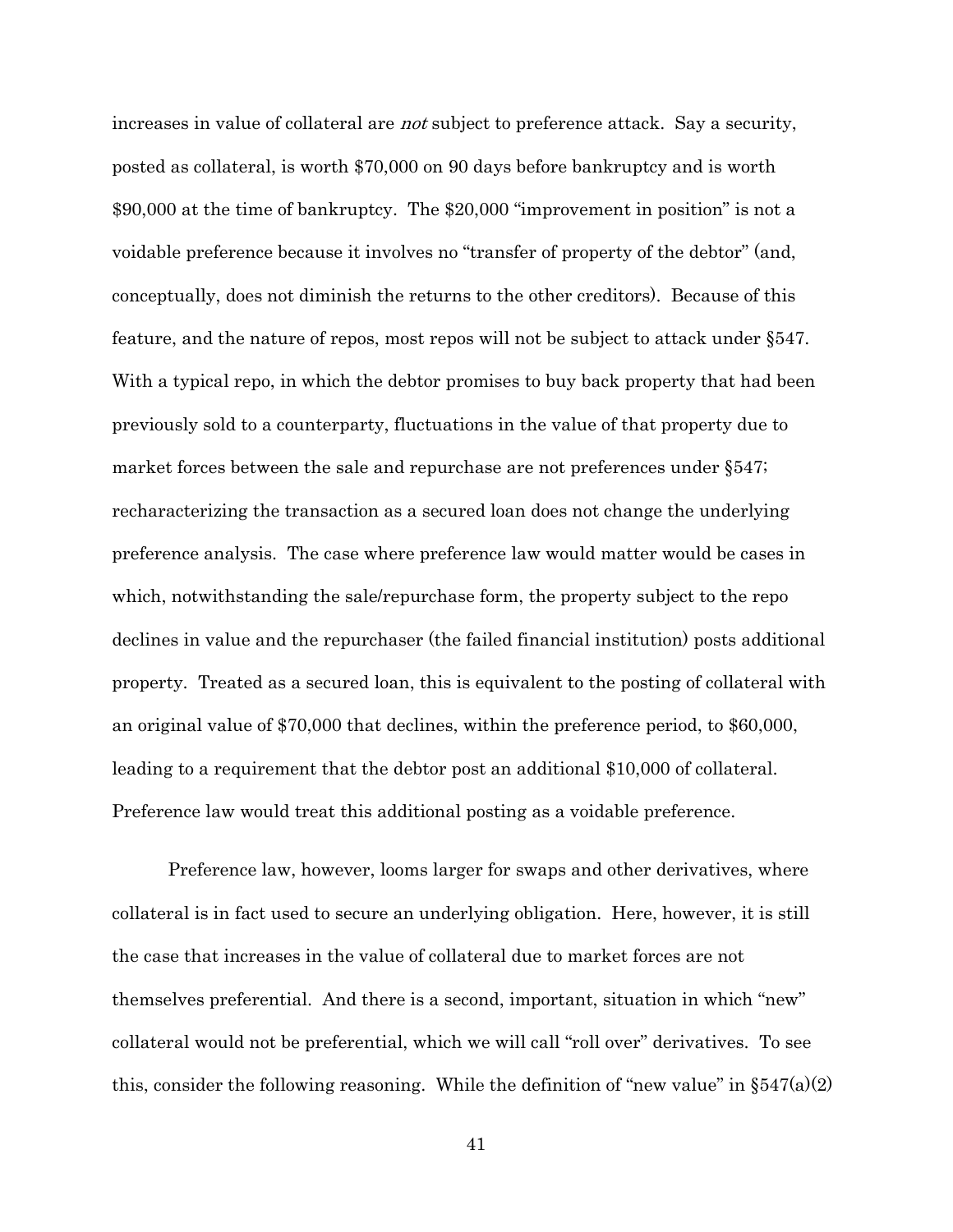increases in value of collateral are *not* subject to preference attack. Say a security, posted as collateral, is worth $70,000 on 90 days before bankruptcy and is worth $90,000 at the time of bankruptcy. The $20,000 "improvement in position" is not a voidable preference because it involves no "transfer of property of the debtor" (and, conceptually, does not diminish the returns to the other creditors). Because of this feature, and the nature of repos, most repos will not be subject to attack under §547. With a typical repo, in which the debtor promises to buy back property that had been previously sold to a counterparty, fluctuations in the value of that property due to market forces between the sale and repurchase are not preferences under §547; recharacterizing the transaction as a secured loan does not change the underlying preference analysis. The case where preference law would matter would be cases in which, notwithstanding the sale/repurchase form, the property subject to the repo declines in value and the repurchaser (the failed financial institution) posts additional property. Treated as a secured loan, this is equivalent to the posting of collateral with an original value of $70,000 that declines, within the preference period, to $60,000, leading to a requirement that the debtor post an additional $10,000 of collateral. Preference law would treat this additional posting as a voidable preference.

Preference law, however, looms larger for swaps and other derivatives, where collateral is in fact used to secure an underlying obligation. Here, however, it is still the case that increases in the value of collateral due to market forces are not themselves preferential. And there is a second, important, situation in which "new" collateral would not be preferential, which we will call "roll over" derivatives. To see this, consider the following reasoning. While the definition of "new value" in §547(a)(2)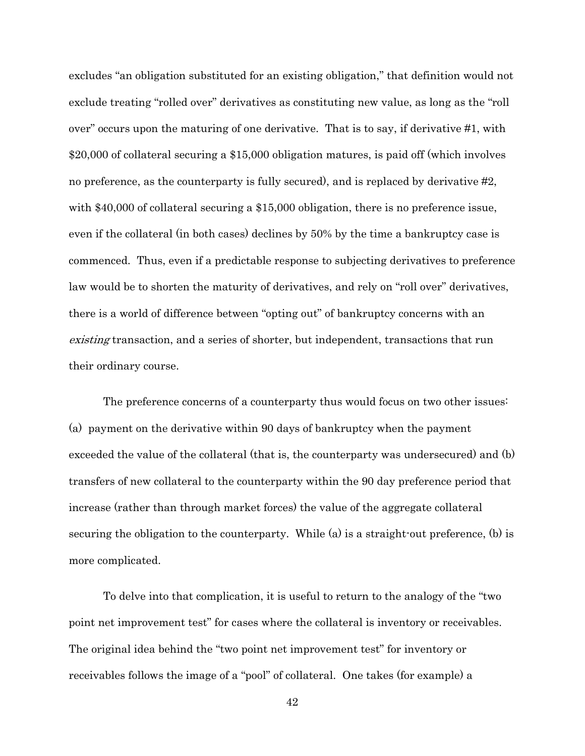excludes "an obligation substituted for an existing obligation," that definition would not exclude treating "rolled over" derivatives as constituting new value, as long as the "roll over" occurs upon the maturing of one derivative. That is to say, if derivative #1, with $20,000 of collateral securing a $15,000 obligation matures, is paid off (which involves no preference, as the counterparty is fully secured), and is replaced by derivative #2, with $40,000 of collateral securing a $15,000 obligation, there is no preference issue, even if the collateral (in both cases) declines by 50% by the time a bankruptcy case is commenced. Thus, even if a predictable response to subjecting derivatives to preference law would be to shorten the maturity of derivatives, and rely on "roll over" derivatives, there is a world of difference between "opting out" of bankruptcy concerns with an *existing* transaction, and a series of shorter, but independent, transactions that run their ordinary course.

The preference concerns of a counterparty thus would focus on two other issues: (a) payment on the derivative within 90 days of bankruptcy when the payment exceeded the value of the collateral (that is, the counterparty was undersecured) and (b) transfers of new collateral to the counterparty within the 90 day preference period that increase (rather than through market forces) the value of the aggregate collateral securing the obligation to the counterparty. While (a) is a straight-out preference, (b) is more complicated.

To delve into that complication, it is useful to return to the analogy of the "two point net improvement test" for cases where the collateral is inventory or receivables. The original idea behind the "two point net improvement test" for inventory or receivables follows the image of a "pool" of collateral. One takes (for example) a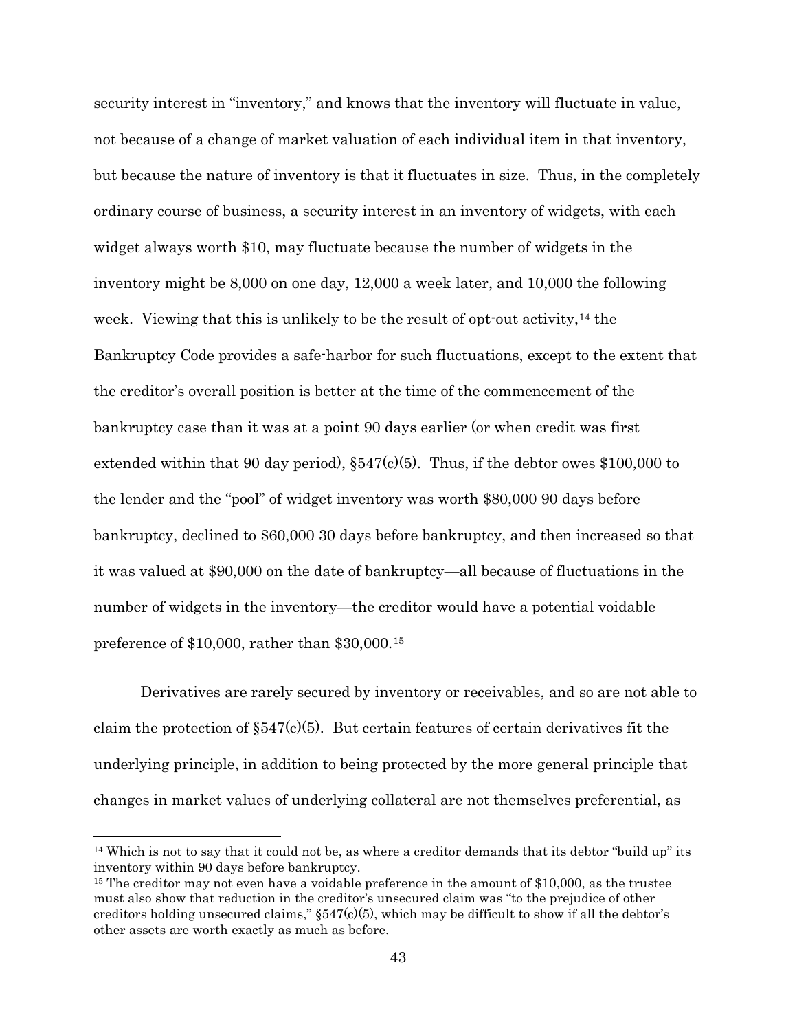security interest in "inventory," and knows that the inventory will fluctuate in value, not because of a change of market valuation of each individual item in that inventory, but because the nature of inventory is that it fluctuates in size. Thus, in the completely ordinary course of business, a security interest in an inventory of widgets, with each widget always worth $10, may fluctuate because the number of widgets in the inventory might be 8,000 on one day, 12,000 a week later, and 10,000 the following week. Viewing that this is unlikely to be the result of opt-out activity,[14] the Bankruptcy Code provides a safe-harbor for such fluctuations, except to the extent that the creditor's overall position is better at the time of the commencement of the bankruptcy case than it was at a point 90 days earlier (or when credit was first extended within that 90 day period), §547(c)(5). Thus, if the debtor owes $100,000 to the lender and the "pool" of widget inventory was worth $80,000 90 days before bankruptcy, declined to $60,000 30 days before bankruptcy, and then increased so that it was valued at $90,000 on the date of bankruptcy—all because of fluctuations in the number of widgets in the inventory—the creditor would have a potential voidable preference of $10,000, rather than $30,000.[15]

Derivatives are rarely secured by inventory or receivables, and so are not able to claim the protection of §547(c)(5). But certain features of certain derivatives fit the underlying principle, in addition to being protected by the more general principle that changes in market values of underlying collateral are not themselves preferential, as

---

[14] Which is not to say that it could not be, as where a creditor demands that its debtor "build up" its inventory within 90 days before bankruptcy.

[15] The creditor may not even have a voidable preference in the amount of $10,000, as the trustee must also show that reduction in the creditor's unsecured claim was "to the prejudice of other creditors holding unsecured claims," §547(c)(5), which may be difficult to show if all the debtor's other assets are worth exactly as much as before.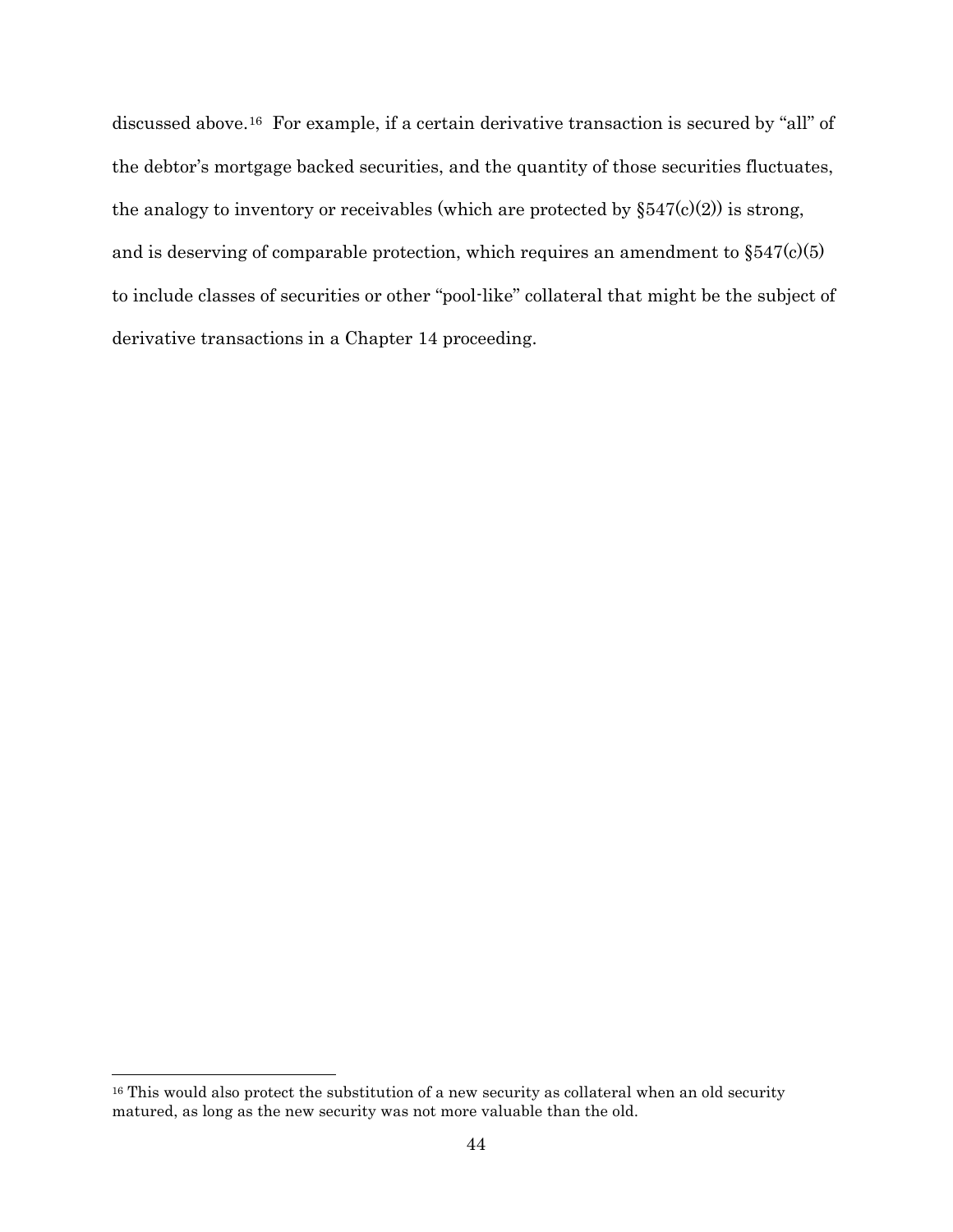discussed above.[16] For example, if a certain derivative transaction is secured by "all" of the debtor's mortgage backed securities, and the quantity of those securities fluctuates, the analogy to inventory or receivables (which are protected by §547(c)(2)) is strong, and is deserving of comparable protection, which requires an amendment to §547(c)(5) to include classes of securities or other "pool-like" collateral that might be the subject of derivative transactions in a Chapter 14 proceeding.

[16] This would also protect the substitution of a new security as collateral when an old security matured, as long as the new security was not more valuable than the old.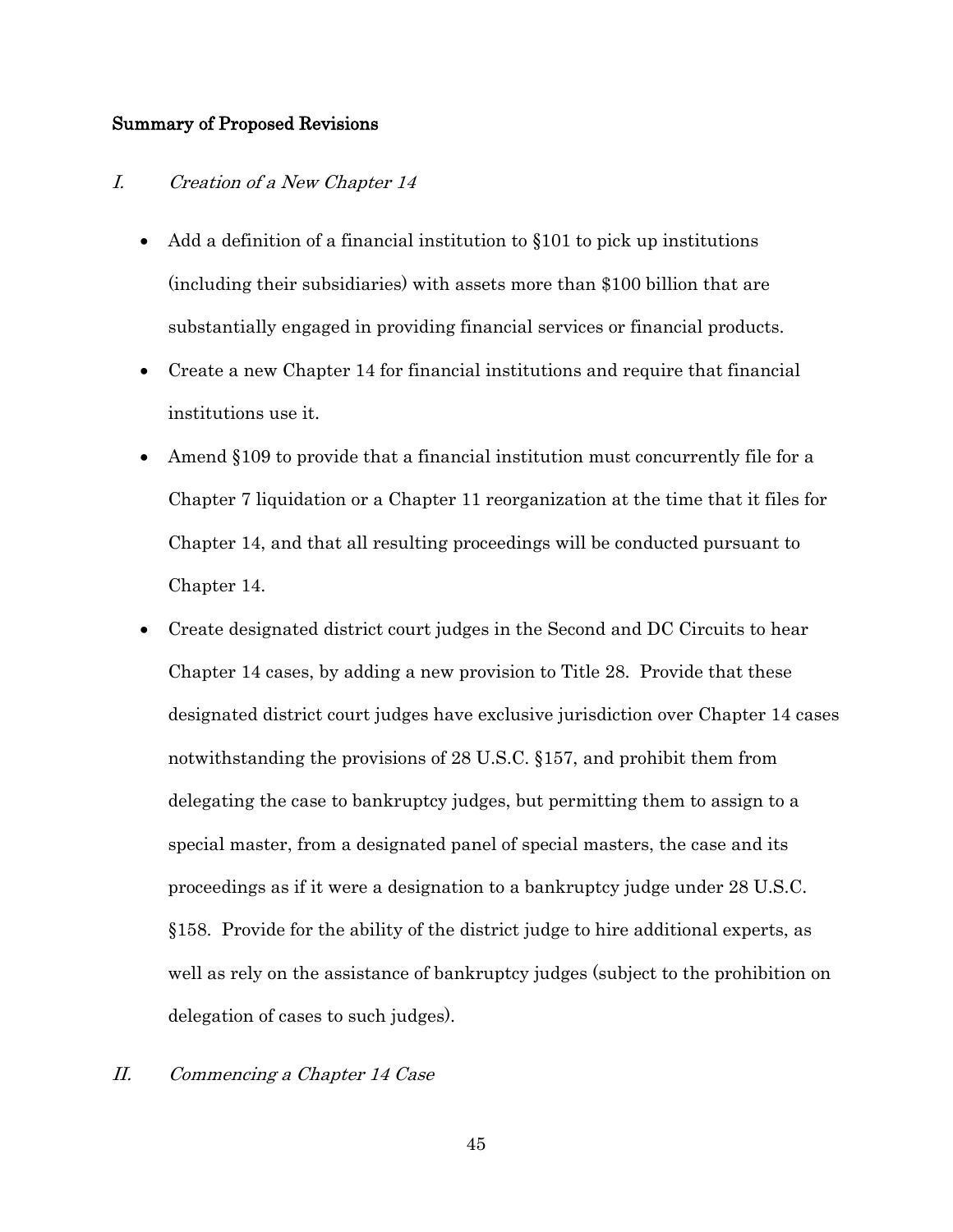## Summary of Proposed Revisions

### I. *Creation of a New Chapter 14*

- Add a definition of a financial institution to §101 to pick up institutions (including their subsidiaries) with assets more than $100 billion that are substantially engaged in providing financial services or financial products.
- Create a new Chapter 14 for financial institutions and require that financial institutions use it.
- Amend §109 to provide that a financial institution must concurrently file for a Chapter 7 liquidation or a Chapter 11 reorganization at the time that it files for Chapter 14, and that all resulting proceedings will be conducted pursuant to Chapter 14.
- Create designated district court judges in the Second and DC Circuits to hear Chapter 14 cases, by adding a new provision to Title 28. Provide that these designated district court judges have exclusive jurisdiction over Chapter 14 cases notwithstanding the provisions of 28 U.S.C. §157, and prohibit them from delegating the case to bankruptcy judges, but permitting them to assign to a special master, from a designated panel of special masters, the case and its proceedings as if it were a designation to a bankruptcy judge under 28 U.S.C. §158. Provide for the ability of the district judge to hire additional experts, as well as rely on the assistance of bankruptcy judges (subject to the prohibition on delegation of cases to such judges).

### II. *Commencing a Chapter 14 Case*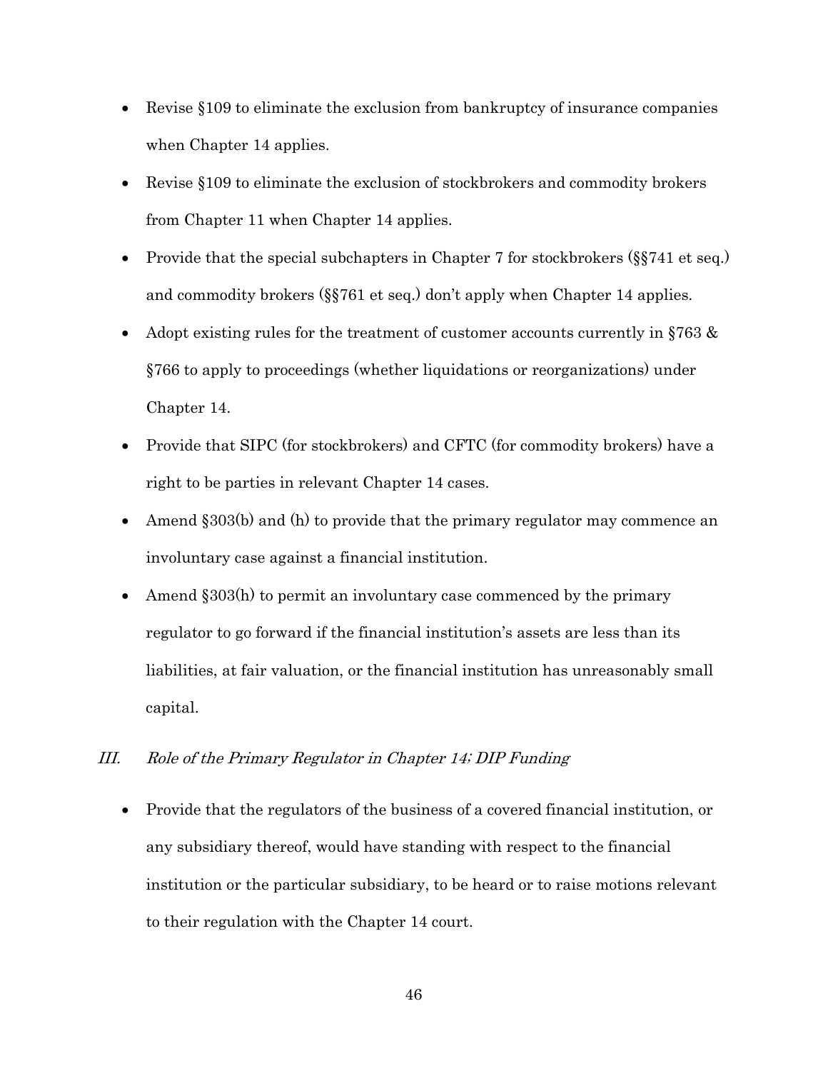- Revise §109 to eliminate the exclusion from bankruptcy of insurance companies when Chapter 14 applies.
- Revise §109 to eliminate the exclusion of stockbrokers and commodity brokers from Chapter 11 when Chapter 14 applies.
- Provide that the special subchapters in Chapter 7 for stockbrokers (§§741 et seq.) and commodity brokers (§§761 et seq.) don't apply when Chapter 14 applies.
- Adopt existing rules for the treatment of customer accounts currently in §763 & §766 to apply to proceedings (whether liquidations or reorganizations) under Chapter 14.
- Provide that SIPC (for stockbrokers) and CFTC (for commodity brokers) have a right to be parties in relevant Chapter 14 cases.
- Amend §303(b) and (h) to provide that the primary regulator may commence an involuntary case against a financial institution.
- Amend §303(h) to permit an involuntary case commenced by the primary regulator to go forward if the financial institution's assets are less than its liabilities, at fair valuation, or the financial institution has unreasonably small capital.

## III. *Role of the Primary Regulator in Chapter 14; DIP Funding*

- Provide that the regulators of the business of a covered financial institution, or any subsidiary thereof, would have standing with respect to the financial institution or the particular subsidiary, to be heard or to raise motions relevant to their regulation with the Chapter 14 court.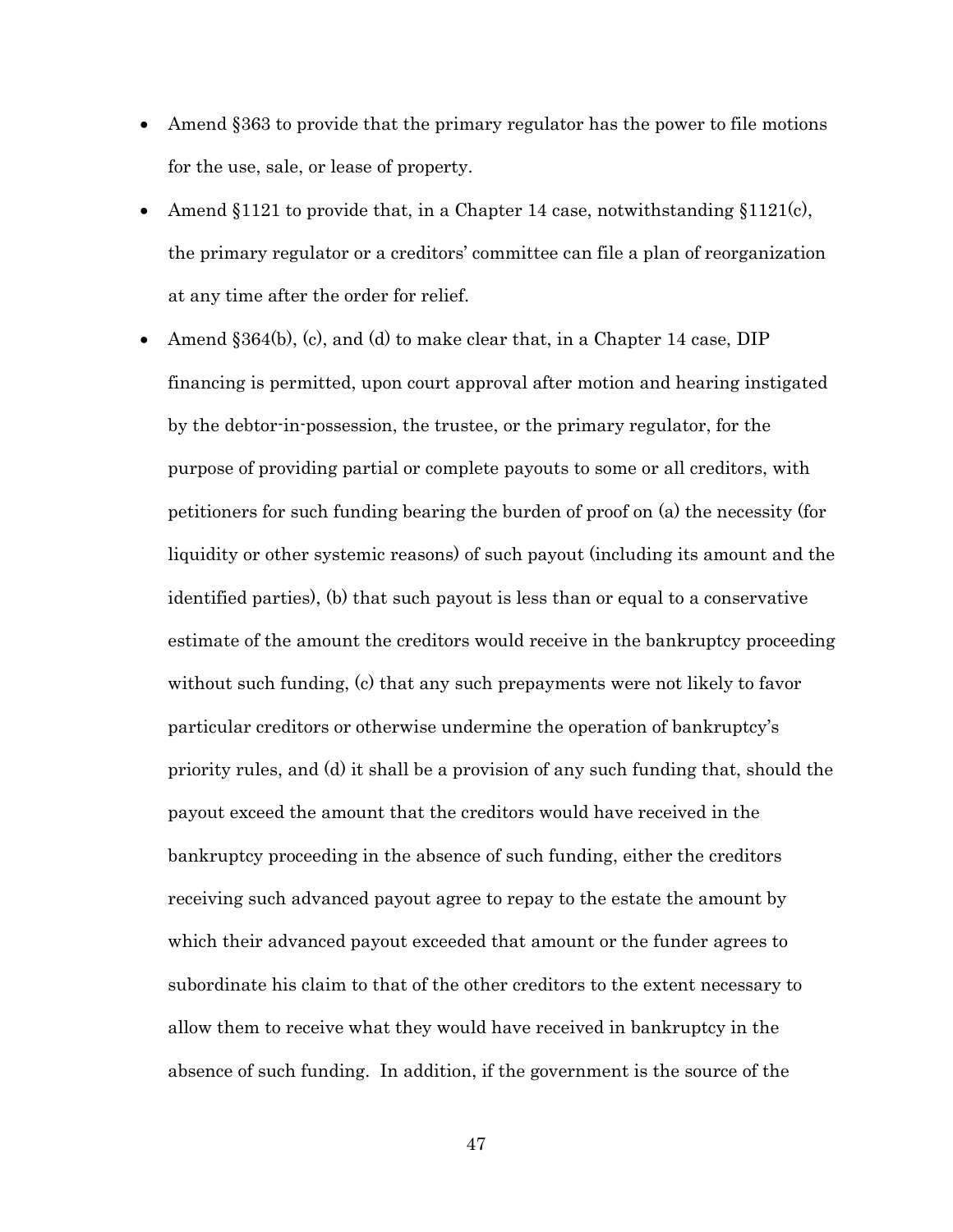- Amend §363 to provide that the primary regulator has the power to file motions for the use, sale, or lease of property.
- Amend §1121 to provide that, in a Chapter 14 case, notwithstanding §1121(c), the primary regulator or a creditors' committee can file a plan of reorganization at any time after the order for relief.
- Amend §364(b), (c), and (d) to make clear that, in a Chapter 14 case, DIP financing is permitted, upon court approval after motion and hearing instigated by the debtor-in-possession, the trustee, or the primary regulator, for the purpose of providing partial or complete payouts to some or all creditors, with petitioners for such funding bearing the burden of proof on (a) the necessity (for liquidity or other systemic reasons) of such payout (including its amount and the identified parties), (b) that such payout is less than or equal to a conservative estimate of the amount the creditors would receive in the bankruptcy proceeding without such funding, (c) that any such prepayments were not likely to favor particular creditors or otherwise undermine the operation of bankruptcy's priority rules, and (d) it shall be a provision of any such funding that, should the payout exceed the amount that the creditors would have received in the bankruptcy proceeding in the absence of such funding, either the creditors receiving such advanced payout agree to repay to the estate the amount by which their advanced payout exceeded that amount or the funder agrees to subordinate his claim to that of the other creditors to the extent necessary to allow them to receive what they would have received in bankruptcy in the absence of such funding. In addition, if the government is the source of the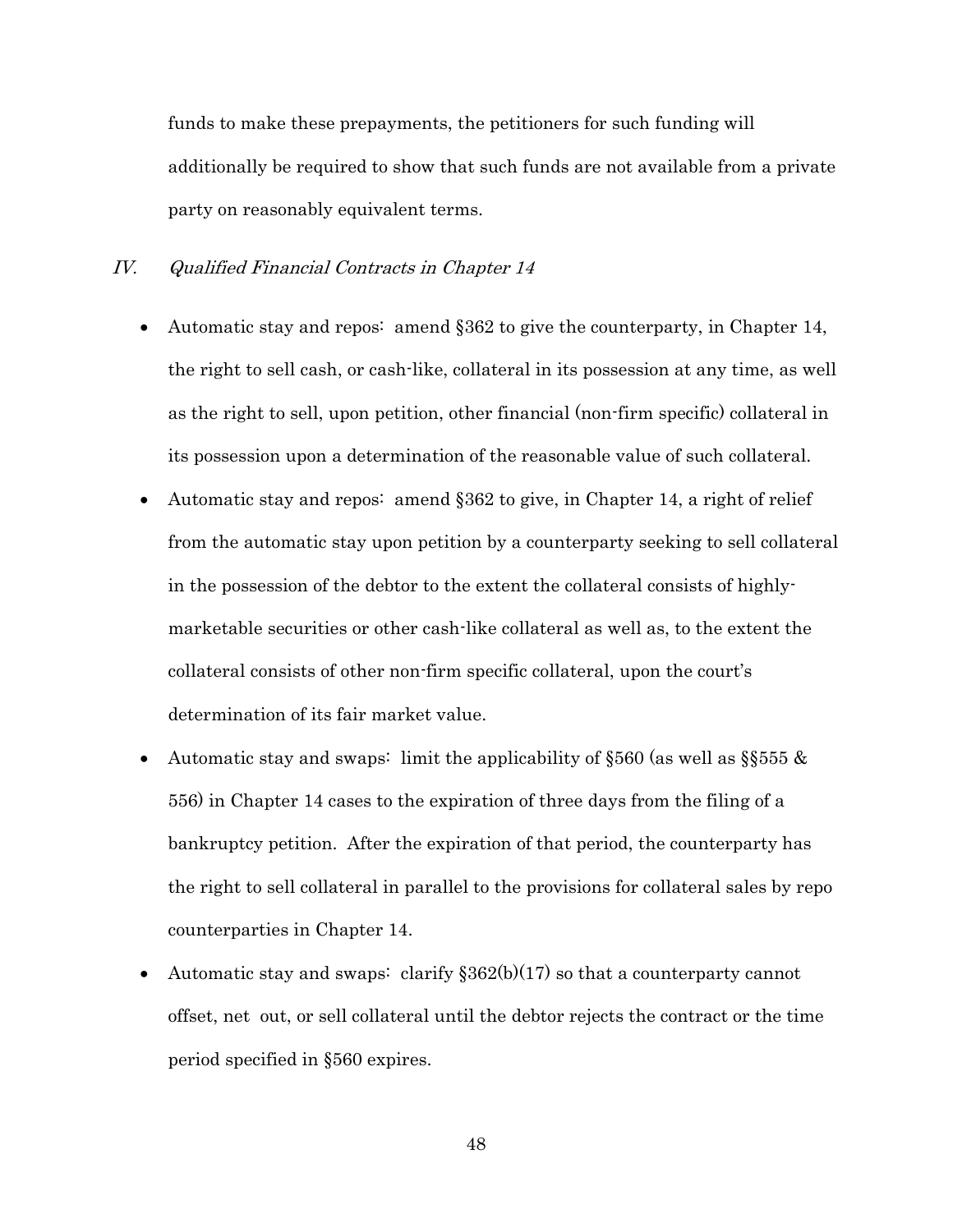funds to make these prepayments, the petitioners for such funding will additionally be required to show that such funds are not available from a private party on reasonably equivalent terms.

## *IV. Qualified Financial Contracts in Chapter 14*

- Automatic stay and repos: amend §362 to give the counterparty, in Chapter 14, the right to sell cash, or cash-like, collateral in its possession at any time, as well as the right to sell, upon petition, other financial (non-firm specific) collateral in its possession upon a determination of the reasonable value of such collateral.
- Automatic stay and repos: amend §362 to give, in Chapter 14, a right of relief from the automatic stay upon petition by a counterparty seeking to sell collateral in the possession of the debtor to the extent the collateral consists of highly-marketable securities or other cash-like collateral as well as, to the extent the collateral consists of other non-firm specific collateral, upon the court's determination of its fair market value.
- Automatic stay and swaps: limit the applicability of §560 (as well as §§555 & 556) in Chapter 14 cases to the expiration of three days from the filing of a bankruptcy petition. After the expiration of that period, the counterparty has the right to sell collateral in parallel to the provisions for collateral sales by repo counterparties in Chapter 14.
- Automatic stay and swaps: clarify §362(b)(17) so that a counterparty cannot offset, net out, or sell collateral until the debtor rejects the contract or the time period specified in §560 expires.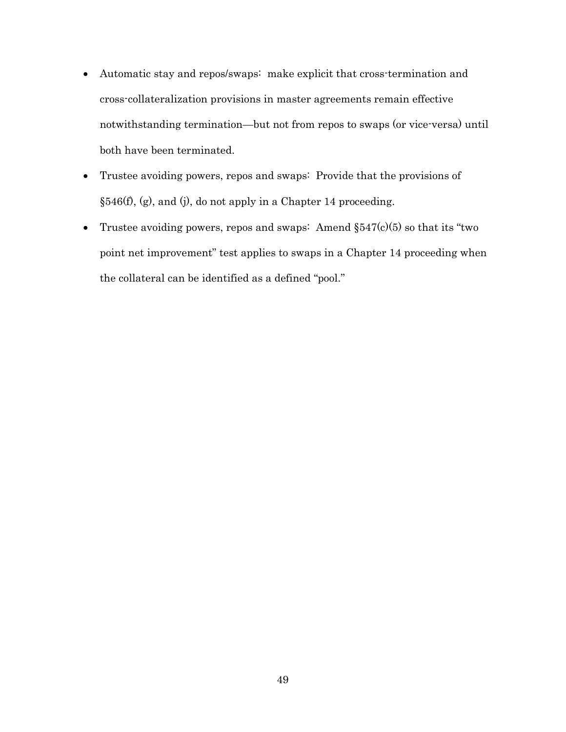- Automatic stay and repos/swaps: make explicit that cross-termination and cross-collateralization provisions in master agreements remain effective notwithstanding termination—but not from repos to swaps (or vice-versa) until both have been terminated.
- Trustee avoiding powers, repos and swaps: Provide that the provisions of §546(f), (g), and (j), do not apply in a Chapter 14 proceeding.
- Trustee avoiding powers, repos and swaps: Amend §547(c)(5) so that its "two point net improvement" test applies to swaps in a Chapter 14 proceeding when the collateral can be identified as a defined "pool."